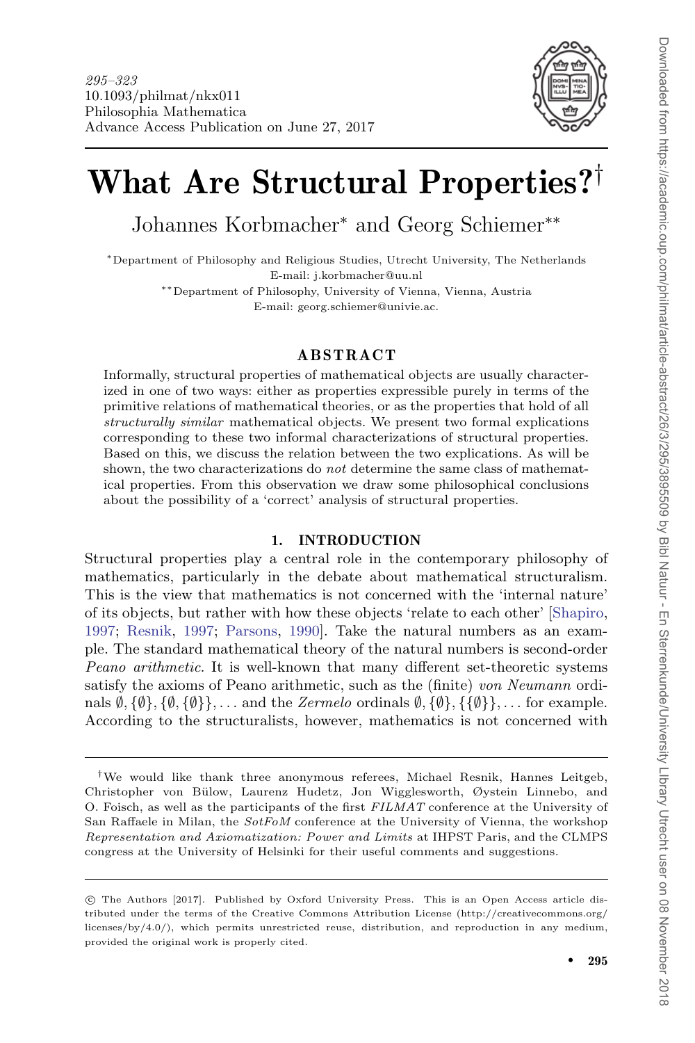# What Are Structural Properties?[†]

Johannes Korbmacher[*] and Georg Schiemer[**]

[*]Department of Philosophy and Religious Studies, Utrecht University, The Netherlands
E-mail: j.korbmacher@uu.nl

[**]Department of Philosophy, University of Vienna, Vienna, Austria
E-mail: georg.schiemer@univie.ac.

## ABSTRACT

Informally, structural properties of mathematical objects are usually characterized in one of two ways: either as properties expressible purely in terms of the primitive relations of mathematical theories, or as the properties that hold of all *structurally similar* mathematical objects. We present two formal explications corresponding to these two informal characterizations of structural properties. Based on this, we discuss the relation between the two explications. As will be shown, the two characterizations do *not* determine the same class of mathematical properties. From this observation we draw some philosophical conclusions about the possibility of a 'correct' analysis of structural properties.

## 1. INTRODUCTION

Structural properties play a central role in the contemporary philosophy of mathematics, particularly in the debate about mathematical structuralism. This is the view that mathematics is not concerned with the 'internal nature' of its objects, but rather with how these objects 'relate to each other' [Shapiro, 1997; Resnik, 1997; Parsons, 1990]. Take the natural numbers as an example. The standard mathematical theory of the natural numbers is second-order *Peano arithmetic*. It is well-known that many different set-theoretic systems satisfy the axioms of Peano arithmetic, such as the (finite) *von Neumann* ordinals $\emptyset, \{\emptyset\}, \{\emptyset, \{\emptyset\}\}, \ldots$ and the *Zermelo* ordinals $\emptyset, \{\emptyset\}, \{\{\emptyset\}\}, \ldots$ for example. According to the structuralists, however, mathematics is not concerned with

---

[†]We would like thank three anonymous referees, Michael Resnik, Hannes Leitgeb, Christopher von Bülow, Laurenz Hudetz, Jon Wigglesworth, Øystein Linnebo, and O. Foisch, as well as the participants of the first *FILMAT* conference at the University of San Raffaele in Milan, the *SotFoM* conference at the University of Vienna, the workshop *Representation and Axiomatization: Power and Limits* at IHPST Paris, and the CLMPS congress at the University of Helsinki for their useful comments and suggestions.

© The Authors [2017]. Published by Oxford University Press. This is an Open Access article distributed under the terms of the Creative Commons Attribution License (http://creativecommons.org/licenses/by/4.0/), which permits unrestricted reuse, distribution, and reproduction in any medium, provided the original work is properly cited.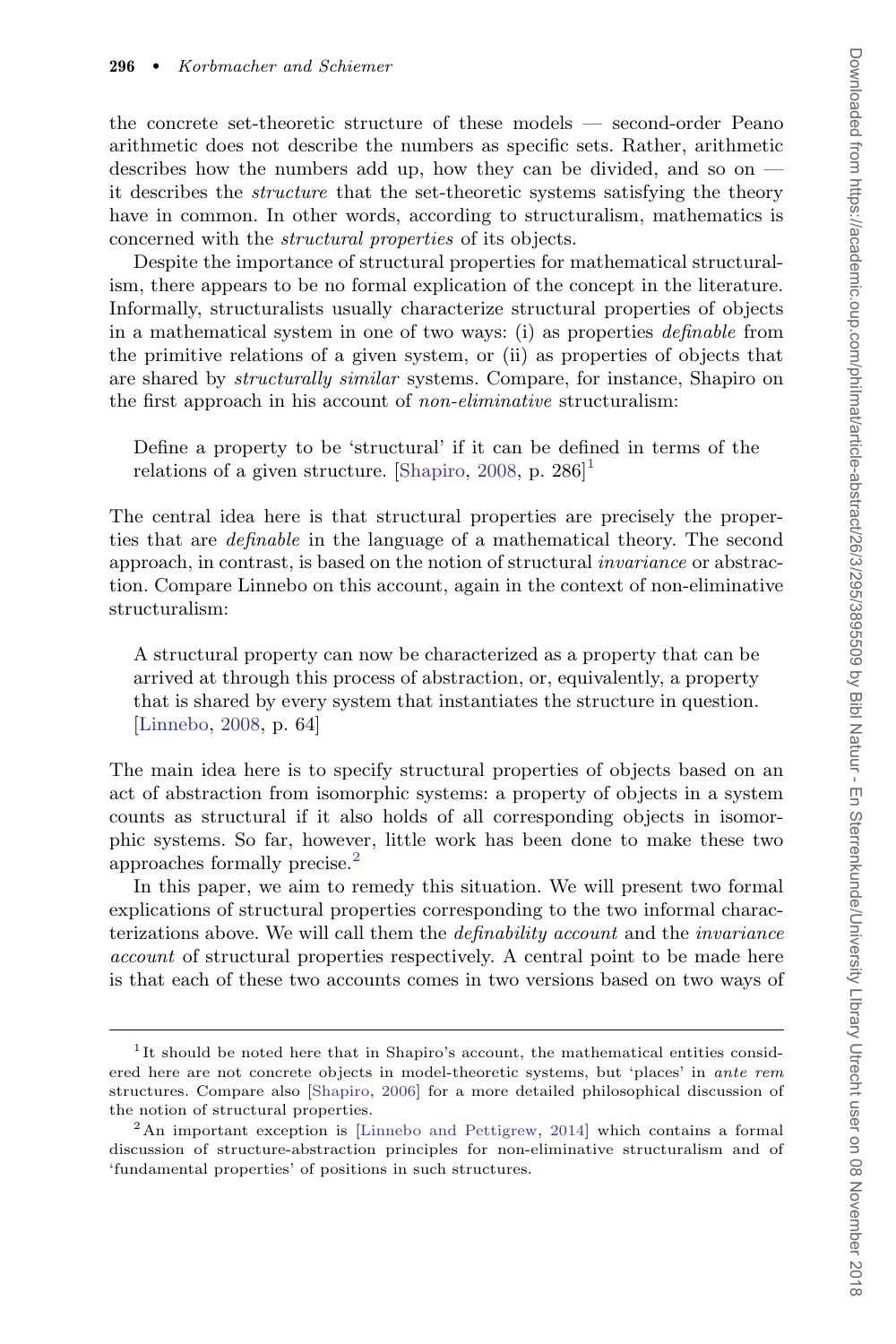the concrete set-theoretic structure of these models — second-order Peano arithmetic does not describe the numbers as specific sets. Rather, arithmetic describes how the numbers add up, how they can be divided, and so on — it describes the *structure* that the set-theoretic systems satisfying the theory have in common. In other words, according to structuralism, mathematics is concerned with the *structural properties* of its objects.

Despite the importance of structural properties for mathematical structuralism, there appears to be no formal explication of the concept in the literature. Informally, structuralists usually characterize structural properties of objects in a mathematical system in one of two ways: (i) as properties *definable* from the primitive relations of a given system, or (ii) as properties of objects that are shared by *structurally similar* systems. Compare, for instance, Shapiro on the first approach in his account of *non-eliminative* structuralism:

> Define a property to be 'structural' if it can be defined in terms of the relations of a given structure. [Shapiro, 2008, p. 286][1]

The central idea here is that structural properties are precisely the properties that are *definable* in the language of a mathematical theory. The second approach, in contrast, is based on the notion of structural *invariance* or abstraction. Compare Linnebo on this account, again in the context of non-eliminative structuralism:

> A structural property can now be characterized as a property that can be arrived at through this process of abstraction, or, equivalently, a property that is shared by every system that instantiates the structure in question. [Linnebo, 2008, p. 64]

The main idea here is to specify structural properties of objects based on an act of abstraction from isomorphic systems: a property of objects in a system counts as structural if it also holds of all corresponding objects in isomorphic systems. So far, however, little work has been done to make these two approaches formally precise.[2]

In this paper, we aim to remedy this situation. We will present two formal explications of structural properties corresponding to the two informal characterizations above. We will call them the *definability account* and the *invariance account* of structural properties respectively. A central point to be made here is that each of these two accounts comes in two versions based on two ways of

---

[1] It should be noted here that in Shapiro's account, the mathematical entities considered here are not concrete objects in model-theoretic systems, but 'places' in *ante rem* structures. Compare also [Shapiro, 2006] for a more detailed philosophical discussion of the notion of structural properties.

[2] An important exception is [Linnebo and Pettigrew, 2014] which contains a formal discussion of structure-abstraction principles for non-eliminative structuralism and of 'fundamental properties' of positions in such structures.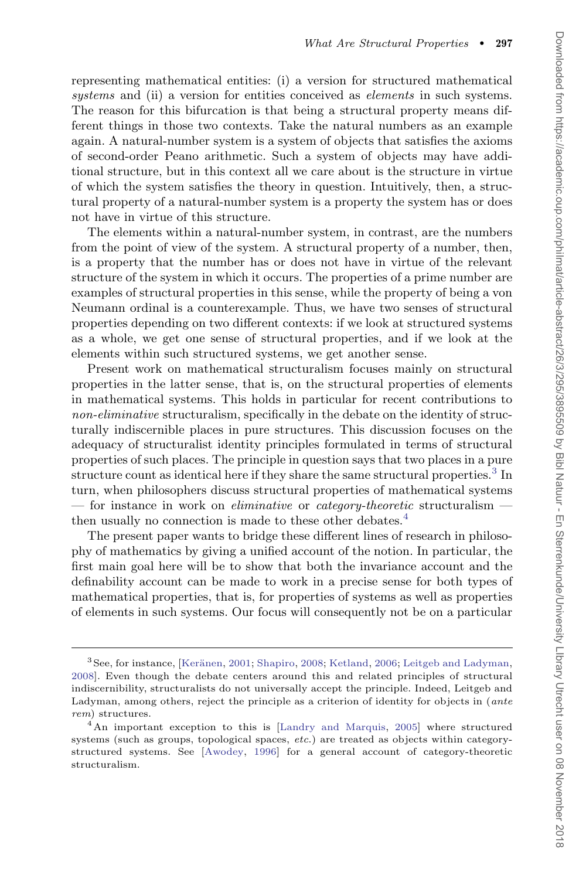representing mathematical entities: (i) a version for structured mathematical *systems* and (ii) a version for entities conceived as *elements* in such systems. The reason for this bifurcation is that being a structural property means different things in those two contexts. Take the natural numbers as an example again. A natural-number system is a system of objects that satisfies the axioms of second-order Peano arithmetic. Such a system of objects may have additional structure, but in this context all we care about is the structure in virtue of which the system satisfies the theory in question. Intuitively, then, a structural property of a natural-number system is a property the system has or does not have in virtue of this structure.

The elements within a natural-number system, in contrast, are the numbers from the point of view of the system. A structural property of a number, then, is a property that the number has or does not have in virtue of the relevant structure of the system in which it occurs. The properties of a prime number are examples of structural properties in this sense, while the property of being a von Neumann ordinal is a counterexample. Thus, we have two senses of structural properties depending on two different contexts: if we look at structured systems as a whole, we get one sense of structural properties, and if we look at the elements within such structured systems, we get another sense.

Present work on mathematical structuralism focuses mainly on structural properties in the latter sense, that is, on the structural properties of elements in mathematical systems. This holds in particular for recent contributions to *non-eliminative* structuralism, specifically in the debate on the identity of structurally indiscernible places in pure structures. This discussion focuses on the adequacy of structuralist identity principles formulated in terms of structural properties of such places. The principle in question says that two places in a pure structure count as identical here if they share the same structural properties.[3] In turn, when philosophers discuss structural properties of mathematical systems — for instance in work on *eliminative* or *category-theoretic* structuralism — then usually no connection is made to these other debates.[4]

The present paper wants to bridge these different lines of research in philosophy of mathematics by giving a unified account of the notion. In particular, the first main goal here will be to show that both the invariance account and the definability account can be made to work in a precise sense for both types of mathematical properties, that is, for properties of systems as well as properties of elements in such systems. Our focus will consequently not be on a particular

---

[3] See, for instance, [Keränen, 2001; Shapiro, 2008; Ketland, 2006; Leitgeb and Ladyman, 2008]. Even though the debate centers around this and related principles of structural indiscernibility, structuralists do not universally accept the principle. Indeed, Leitgeb and Ladyman, among others, reject the principle as a criterion of identity for objects in (*ante rem*) structures.

[4] An important exception to this is [Landry and Marquis, 2005] where structured systems (such as groups, topological spaces, *etc.*) are treated as objects within category-structured systems. See [Awodey, 1996] for a general account of category-theoretic structuralism.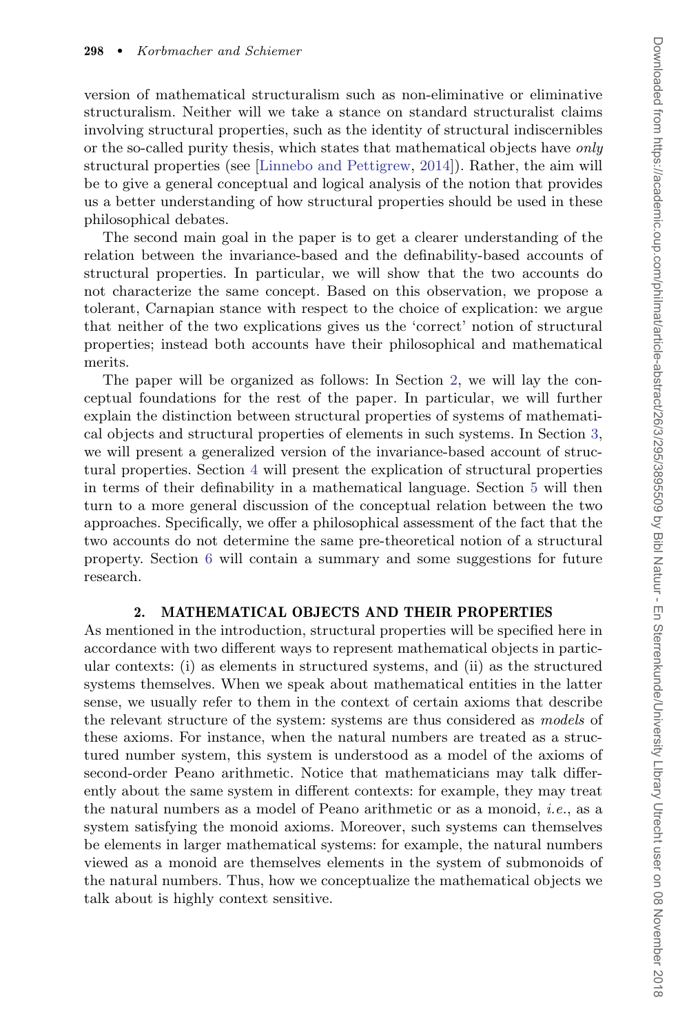version of mathematical structuralism such as non-eliminative or eliminative structuralism. Neither will we take a stance on standard structuralist claims involving structural properties, such as the identity of structural indiscernibles or the so-called purity thesis, which states that mathematical objects have *only* structural properties (see [Linnebo and Pettigrew, 2014]). Rather, the aim will be to give a general conceptual and logical analysis of the notion that provides us a better understanding of how structural properties should be used in these philosophical debates.

The second main goal in the paper is to get a clearer understanding of the relation between the invariance-based and the definability-based accounts of structural properties. In particular, we will show that the two accounts do not characterize the same concept. Based on this observation, we propose a tolerant, Carnapian stance with respect to the choice of explication: we argue that neither of the two explications gives us the 'correct' notion of structural properties; instead both accounts have their philosophical and mathematical merits.

The paper will be organized as follows: In Section 2, we will lay the conceptual foundations for the rest of the paper. In particular, we will further explain the distinction between structural properties of systems of mathematical objects and structural properties of elements in such systems. In Section 3, we will present a generalized version of the invariance-based account of structural properties. Section 4 will present the explication of structural properties in terms of their definability in a mathematical language. Section 5 will then turn to a more general discussion of the conceptual relation between the two approaches. Specifically, we offer a philosophical assessment of the fact that the two accounts do not determine the same pre-theoretical notion of a structural property. Section 6 will contain a summary and some suggestions for future research.

## 2. MATHEMATICAL OBJECTS AND THEIR PROPERTIES

As mentioned in the introduction, structural properties will be specified here in accordance with two different ways to represent mathematical objects in particular contexts: (i) as elements in structured systems, and (ii) as the structured systems themselves. When we speak about mathematical entities in the latter sense, we usually refer to them in the context of certain axioms that describe the relevant structure of the system: systems are thus considered as *models* of these axioms. For instance, when the natural numbers are treated as a structured number system, this system is understood as a model of the axioms of second-order Peano arithmetic. Notice that mathematicians may talk differently about the same system in different contexts: for example, they may treat the natural numbers as a model of Peano arithmetic or as a monoid, *i.e.*, as a system satisfying the monoid axioms. Moreover, such systems can themselves be elements in larger mathematical systems: for example, the natural numbers viewed as a monoid are themselves elements in the system of submonoids of the natural numbers. Thus, how we conceptualize the mathematical objects we talk about is highly context sensitive.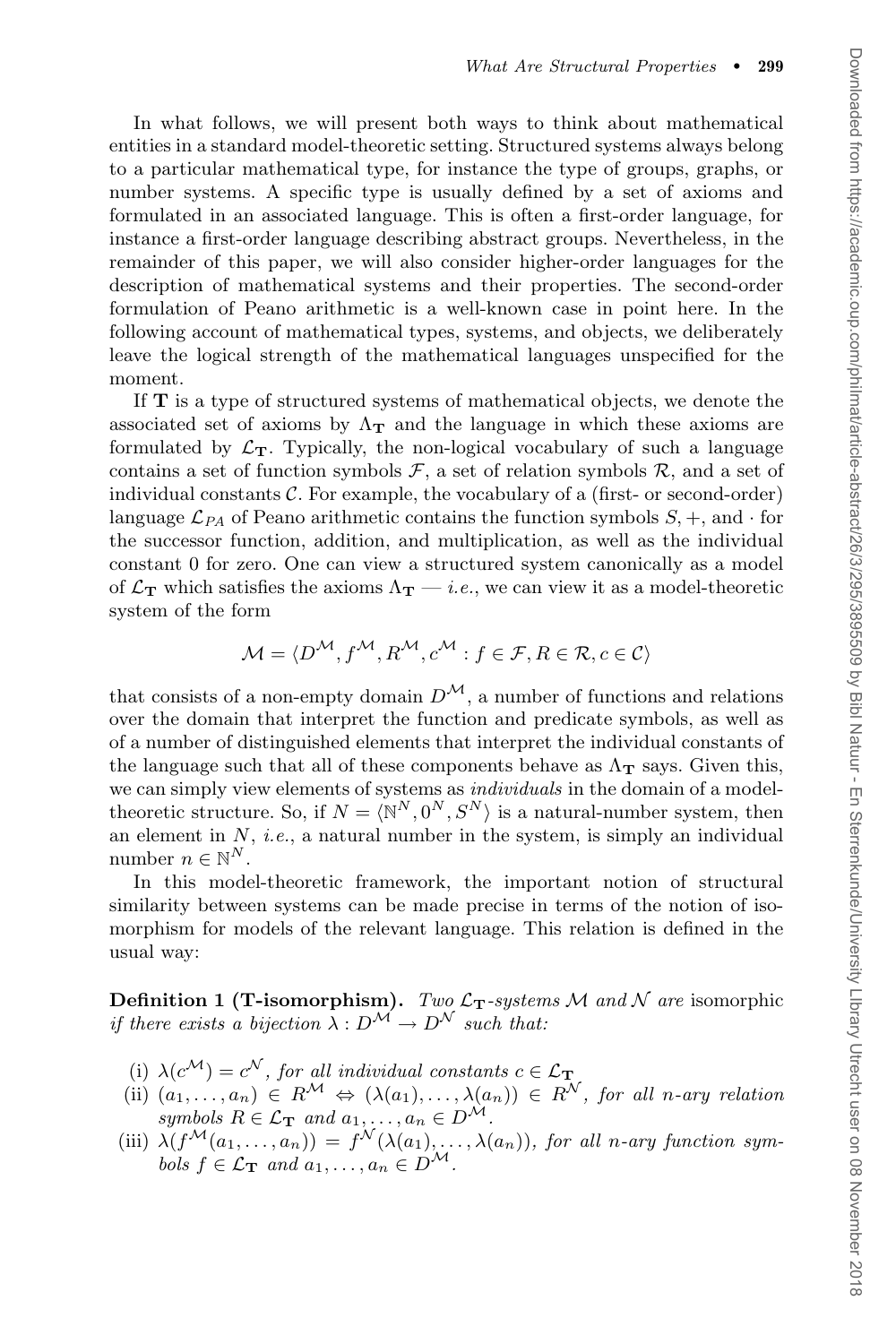In what follows, we will present both ways to think about mathematical entities in a standard model-theoretic setting. Structured systems always belong to a particular mathematical type, for instance the type of groups, graphs, or number systems. A specific type is usually defined by a set of axioms and formulated in an associated language. This is often a first-order language, for instance a first-order language describing abstract groups. Nevertheless, in the remainder of this paper, we will also consider higher-order languages for the description of mathematical systems and their properties. The second-order formulation of Peano arithmetic is a well-known case in point here. In the following account of mathematical types, systems, and objects, we deliberately leave the logical strength of the mathematical languages unspecified for the moment.

If $\mathbf{T}$ is a type of structured systems of mathematical objects, we denote the associated set of axioms by $\Lambda_{\mathbf{T}}$ and the language in which these axioms are formulated by $\mathcal{L}_{\mathbf{T}}$. Typically, the non-logical vocabulary of such a language contains a set of function symbols $\mathcal{F}$, a set of relation symbols $\mathcal{R}$, and a set of individual constants $\mathcal{C}$. For example, the vocabulary of a (first- or second-order) language $\mathcal{L}_{PA}$ of Peano arithmetic contains the function symbols $S, +$, and $\cdot$ for the successor function, addition, and multiplication, as well as the individual constant 0 for zero. One can view a structured system canonically as a model of $\mathcal{L}_{\mathbf{T}}$ which satisfies the axioms $\Lambda_{\mathbf{T}}$ — *i.e.*, we can view it as a model-theoretic system of the form

$$\mathcal{M} = \langle D^{\mathcal{M}}, f^{\mathcal{M}}, R^{\mathcal{M}}, c^{\mathcal{M}} : f \in \mathcal{F}, R \in \mathcal{R}, c \in \mathcal{C} \rangle$$

that consists of a non-empty domain $D^{\mathcal{M}}$, a number of functions and relations over the domain that interpret the function and predicate symbols, as well as of a number of distinguished elements that interpret the individual constants of the language such that all of these components behave as $\Lambda_{\mathbf{T}}$ says. Given this, we can simply view elements of systems as *individuals* in the domain of a model-theoretic structure. So, if $N = \langle \mathbb{N}^N, 0^N, S^N \rangle$ is a natural-number system, then an element in $N$, *i.e.*, a natural number in the system, is simply an individual number $n \in \mathbb{N}^N$.

In this model-theoretic framework, the important notion of structural similarity between systems can be made precise in terms of the notion of isomorphism for models of the relevant language. This relation is defined in the usual way:

**Definition 1 (T-isomorphism).** *Two $\mathcal{L}_{\mathbf{T}}$-systems $\mathcal{M}$ and $\mathcal{N}$ are* isomorphic *if there exists a bijection $\lambda : D^{\mathcal{M}} \to D^{\mathcal{N}}$ such that:*

(i) $\lambda(c^{\mathcal{M}}) = c^{\mathcal{N}}$*, for all individual constants* $c \in \mathcal{L}_{\mathbf{T}}$

(ii) $(a_1, \ldots, a_n) \in R^{\mathcal{M}} \Leftrightarrow (\lambda(a_1), \ldots, \lambda(a_n)) \in R^{\mathcal{N}}$*, for all n-ary relation symbols* $R \in \mathcal{L}_{\mathbf{T}}$ *and* $a_1, \ldots, a_n \in D^{\mathcal{M}}$.

(iii) $\lambda(f^{\mathcal{M}}(a_1, \ldots, a_n)) = f^{\mathcal{N}}(\lambda(a_1), \ldots, \lambda(a_n))$*, for all n-ary function symbols* $f \in \mathcal{L}_{\mathbf{T}}$ *and* $a_1, \ldots, a_n \in D^{\mathcal{M}}$.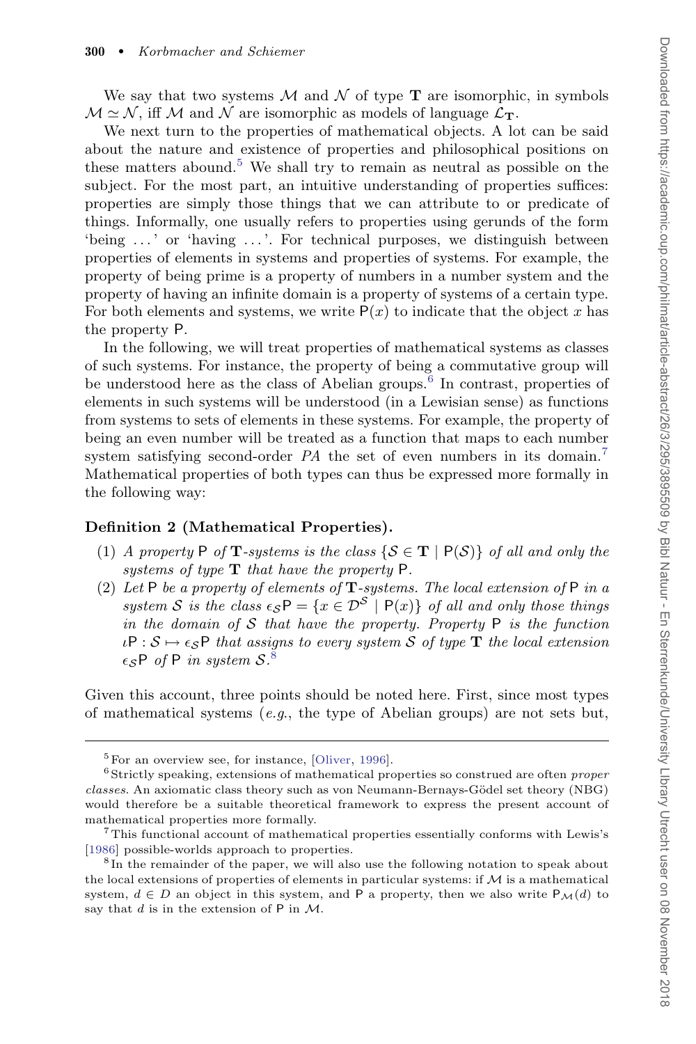We say that two systems $\mathcal{M}$ and $\mathcal{N}$ of type $\mathbf{T}$ are isomorphic, in symbols $\mathcal{M} \simeq \mathcal{N}$, iff $\mathcal{M}$ and $\mathcal{N}$ are isomorphic as models of language $\mathcal{L}_{\mathbf{T}}$.

We next turn to the properties of mathematical objects. A lot can be said about the nature and existence of properties and philosophical positions on these matters abound.[5] We shall try to remain as neutral as possible on the subject. For the most part, an intuitive understanding of properties suffices: properties are simply those things that we can attribute to or predicate of things. Informally, one usually refers to properties using gerunds of the form 'being ...' or 'having ...'. For technical purposes, we distinguish between properties of elements in systems and properties of systems. For example, the property of being prime is a property of numbers in a number system and the property of having an infinite domain is a property of systems of a certain type. For both elements and systems, we write $\mathsf{P}(x)$ to indicate that the object $x$ has the property $\mathsf{P}$.

In the following, we will treat properties of mathematical systems as classes of such systems. For instance, the property of being a commutative group will be understood here as the class of Abelian groups.[6] In contrast, properties of elements in such systems will be understood (in a Lewisian sense) as functions from systems to sets of elements in these systems. For example, the property of being an even number will be treated as a function that maps to each number system satisfying second-order *PA* the set of even numbers in its domain.[7] Mathematical properties of both types can thus be expressed more formally in the following way:

**Definition 2 (Mathematical Properties).**

(1) *A property* $\mathsf{P}$ *of* $\mathbf{T}$*-systems is the class* $\{\mathcal{S} \in \mathbf{T} \mid \mathsf{P}(\mathcal{S})\}$ *of all and only the systems of type* $\mathbf{T}$ *that have the property* $\mathsf{P}$*.*

(2) *Let* $\mathsf{P}$ *be a property of elements of* $\mathbf{T}$*-systems. The local extension of* $\mathsf{P}$ *in a system* $\mathcal{S}$ *is the class* $\epsilon_{\mathcal{S}}\mathsf{P} = \{x \in \mathcal{D}^{\mathcal{S}} \mid \mathsf{P}(x)\}$ *of all and only those things in the domain of* $\mathcal{S}$ *that have the property. Property* $\mathsf{P}$ *is the function* $\iota\mathsf{P} : \mathcal{S} \mapsto \epsilon_{\mathcal{S}}\mathsf{P}$ *that assigns to every system* $\mathcal{S}$ *of type* $\mathbf{T}$ *the local extension* $\epsilon_{\mathcal{S}}\mathsf{P}$ *of* $\mathsf{P}$ *in system* $\mathcal{S}$*.*[8]

Given this account, three points should be noted here. First, since most types of mathematical systems (*e.g.*, the type of Abelian groups) are not sets but,

[5] For an overview see, for instance, [Oliver, 1996].

[6] Strictly speaking, extensions of mathematical properties so construed are often *proper classes*. An axiomatic class theory such as von Neumann-Bernays-Gödel set theory (NBG) would therefore be a suitable theoretical framework to express the present account of mathematical properties more formally.

[7] This functional account of mathematical properties essentially conforms with Lewis's [1986] possible-worlds approach to properties.

[8] In the remainder of the paper, we will also use the following notation to speak about the local extensions of properties of elements in particular systems: if $\mathcal{M}$ is a mathematical system, $d \in D$ an object in this system, and $\mathsf{P}$ a property, then we also write $\mathsf{P}_{\mathcal{M}}(d)$ to say that $d$ is in the extension of $\mathsf{P}$ in $\mathcal{M}$.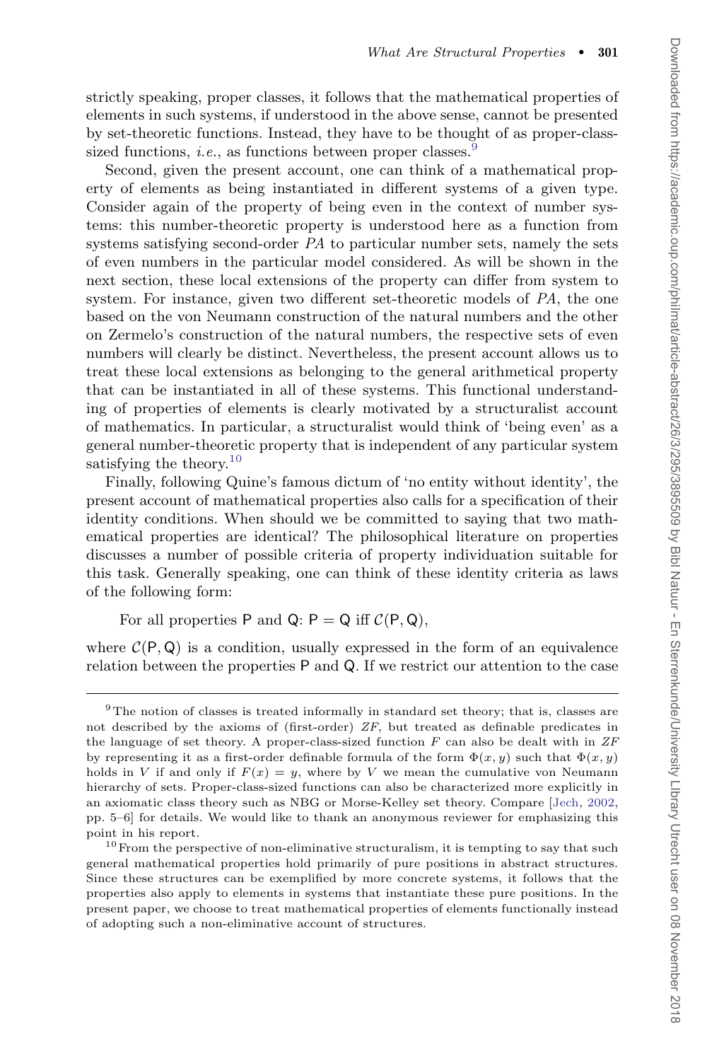strictly speaking, proper classes, it follows that the mathematical properties of elements in such systems, if understood in the above sense, cannot be presented by set-theoretic functions. Instead, they have to be thought of as proper-class-sized functions, *i.e.*, as functions between proper classes.[9]

Second, given the present account, one can think of a mathematical property of elements as being instantiated in different systems of a given type. Consider again of the property of being even in the context of number systems: this number-theoretic property is understood here as a function from systems satisfying second-order *PA* to particular number sets, namely the sets of even numbers in the particular model considered. As will be shown in the next section, these local extensions of the property can differ from system to system. For instance, given two different set-theoretic models of *PA*, the one based on the von Neumann construction of the natural numbers and the other on Zermelo's construction of the natural numbers, the respective sets of even numbers will clearly be distinct. Nevertheless, the present account allows us to treat these local extensions as belonging to the general arithmetical property that can be instantiated in all of these systems. This functional understanding of properties of elements is clearly motivated by a structuralist account of mathematics. In particular, a structuralist would think of 'being even' as a general number-theoretic property that is independent of any particular system satisfying the theory.[10]

Finally, following Quine's famous dictum of 'no entity without identity', the present account of mathematical properties also calls for a specification of their identity conditions. When should we be committed to saying that two mathematical properties are identical? The philosophical literature on properties discusses a number of possible criteria of property individuation suitable for this task. Generally speaking, one can think of these identity criteria as laws of the following form:

For all properties $\mathsf{P}$ and $\mathsf{Q}$: $\mathsf{P} = \mathsf{Q}$ iff $\mathcal{C}(\mathsf{P}, \mathsf{Q})$,

where $\mathcal{C}(\mathsf{P}, \mathsf{Q})$ is a condition, usually expressed in the form of an equivalence relation between the properties $\mathsf{P}$ and $\mathsf{Q}$. If we restrict our attention to the case

---

[9] The notion of classes is treated informally in standard set theory; that is, classes are not described by the axioms of (first-order) *ZF*, but treated as definable predicates in the language of set theory. A proper-class-sized function $F$ can also be dealt with in *ZF* by representing it as a first-order definable formula of the form $\Phi(x, y)$ such that $\Phi(x, y)$ holds in $V$ if and only if $F(x) = y$, where by $V$ we mean the cumulative von Neumann hierarchy of sets. Proper-class-sized functions can also be characterized more explicitly in an axiomatic class theory such as NBG or Morse-Kelley set theory. Compare [Jech, 2002, pp. 5–6] for details. We would like to thank an anonymous reviewer for emphasizing this point in his report.

[10] From the perspective of non-eliminative structuralism, it is tempting to say that such general mathematical properties hold primarily of pure positions in abstract structures. Since these structures can be exemplified by more concrete systems, it follows that the properties also apply to elements in systems that instantiate these pure positions. In the present paper, we choose to treat mathematical properties of elements functionally instead of adopting such a non-eliminative account of structures.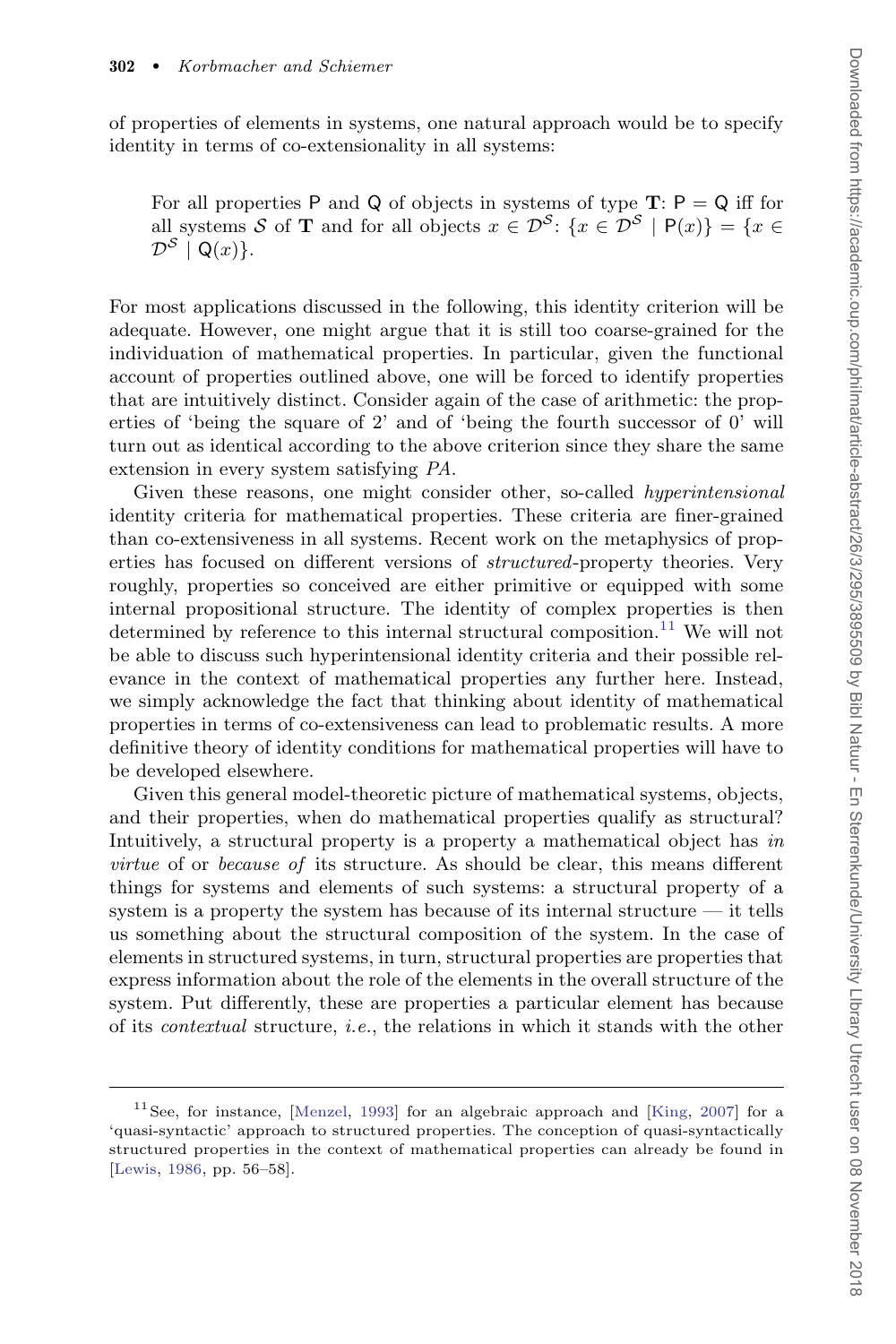of properties of elements in systems, one natural approach would be to specify identity in terms of co-extensionality in all systems:

> For all properties $\mathsf{P}$ and $\mathsf{Q}$ of objects in systems of type $\mathbf{T}$: $\mathsf{P} = \mathsf{Q}$ iff for all systems $\mathcal{S}$ of $\mathbf{T}$ and for all objects $x \in \mathcal{D}^{\mathcal{S}}$: $\{x \in \mathcal{D}^{\mathcal{S}} \mid \mathsf{P}(x)\} = \{x \in \mathcal{D}^{\mathcal{S}} \mid \mathsf{Q}(x)\}$.

For most applications discussed in the following, this identity criterion will be adequate. However, one might argue that it is still too coarse-grained for the individuation of mathematical properties. In particular, given the functional account of properties outlined above, one will be forced to identify properties that are intuitively distinct. Consider again of the case of arithmetic: the properties of 'being the square of 2' and of 'being the fourth successor of 0' will turn out as identical according to the above criterion since they share the same extension in every system satisfying *PA*.

Given these reasons, one might consider other, so-called *hyperintensional* identity criteria for mathematical properties. These criteria are finer-grained than co-extensiveness in all systems. Recent work on the metaphysics of properties has focused on different versions of *structured*-property theories. Very roughly, properties so conceived are either primitive or equipped with some internal propositional structure. The identity of complex properties is then determined by reference to this internal structural composition.[11] We will not be able to discuss such hyperintensional identity criteria and their possible relevance in the context of mathematical properties any further here. Instead, we simply acknowledge the fact that thinking about identity of mathematical properties in terms of co-extensiveness can lead to problematic results. A more definitive theory of identity conditions for mathematical properties will have to be developed elsewhere.

Given this general model-theoretic picture of mathematical systems, objects, and their properties, when do mathematical properties qualify as structural? Intuitively, a structural property is a property a mathematical object has *in virtue* of or *because of* its structure. As should be clear, this means different things for systems and elements of such systems: a structural property of a system is a property the system has because of its internal structure — it tells us something about the structural composition of the system. In the case of elements in structured systems, in turn, structural properties are properties that express information about the role of the elements in the overall structure of the system. Put differently, these are properties a particular element has because of its *contextual* structure, *i.e.*, the relations in which it stands with the other

---

[11] See, for instance, [Menzel, 1993] for an algebraic approach and [King, 2007] for a 'quasi-syntactic' approach to structured properties. The conception of quasi-syntactically structured properties in the context of mathematical properties can already be found in [Lewis, 1986, pp. 56–58].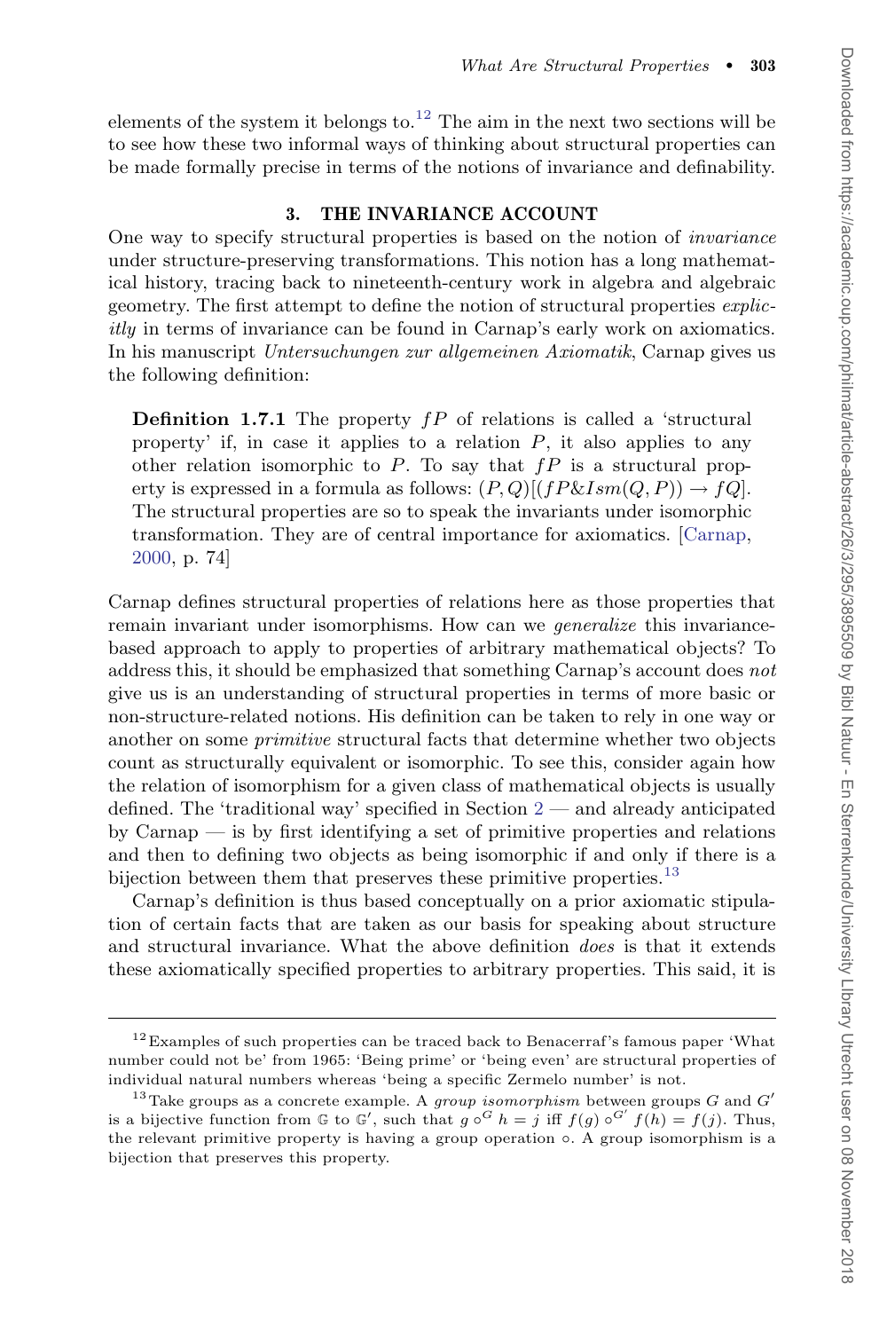elements of the system it belongs to.[12] The aim in the next two sections will be to see how these two informal ways of thinking about structural properties can be made formally precise in terms of the notions of invariance and definability.

## 3. THE INVARIANCE ACCOUNT

One way to specify structural properties is based on the notion of *invariance* under structure-preserving transformations. This notion has a long mathematical history, tracing back to nineteenth-century work in algebra and algebraic geometry. The first attempt to define the notion of structural properties *explicitly* in terms of invariance can be found in Carnap's early work on axiomatics. In his manuscript *Untersuchungen zur allgemeinen Axiomatik*, Carnap gives us the following definition:

> **Definition 1.7.1** The property $fP$ of relations is called a 'structural property' if, in case it applies to a relation $P$, it also applies to any other relation isomorphic to $P$. To say that $fP$ is a structural property is expressed in a formula as follows: $(P, Q)[(fP\&Ism(Q, P)) \rightarrow fQ]$. The structural properties are so to speak the invariants under isomorphic transformation. They are of central importance for axiomatics. [Carnap, 2000, p. 74]

Carnap defines structural properties of relations here as those properties that remain invariant under isomorphisms. How can we *generalize* this invariance-based approach to apply to properties of arbitrary mathematical objects? To address this, it should be emphasized that something Carnap's account does *not* give us is an understanding of structural properties in terms of more basic or non-structure-related notions. His definition can be taken to rely in one way or another on some *primitive* structural facts that determine whether two objects count as structurally equivalent or isomorphic. To see this, consider again how the relation of isomorphism for a given class of mathematical objects is usually defined. The 'traditional way' specified in Section 2 — and already anticipated by Carnap — is by first identifying a set of primitive properties and relations and then to defining two objects as being isomorphic if and only if there is a bijection between them that preserves these primitive properties.[13]

Carnap's definition is thus based conceptually on a prior axiomatic stipulation of certain facts that are taken as our basis for speaking about structure and structural invariance. What the above definition *does* is that it extends these axiomatically specified properties to arbitrary properties. This said, it is

---

[12] Examples of such properties can be traced back to Benacerraf's famous paper 'What number could not be' from 1965: 'Being prime' or 'being even' are structural properties of individual natural numbers whereas 'being a specific Zermelo number' is not.

[13] Take groups as a concrete example. A *group isomorphism* between groups $G$ and $G'$ is a bijective function from $\mathbb{G}$ to $\mathbb{G}'$, such that $g \circ^{G} h = j$ iff $f(g) \circ^{G'} f(h) = f(j)$. Thus, the relevant primitive property is having a group operation $\circ$. A group isomorphism is a bijection that preserves this property.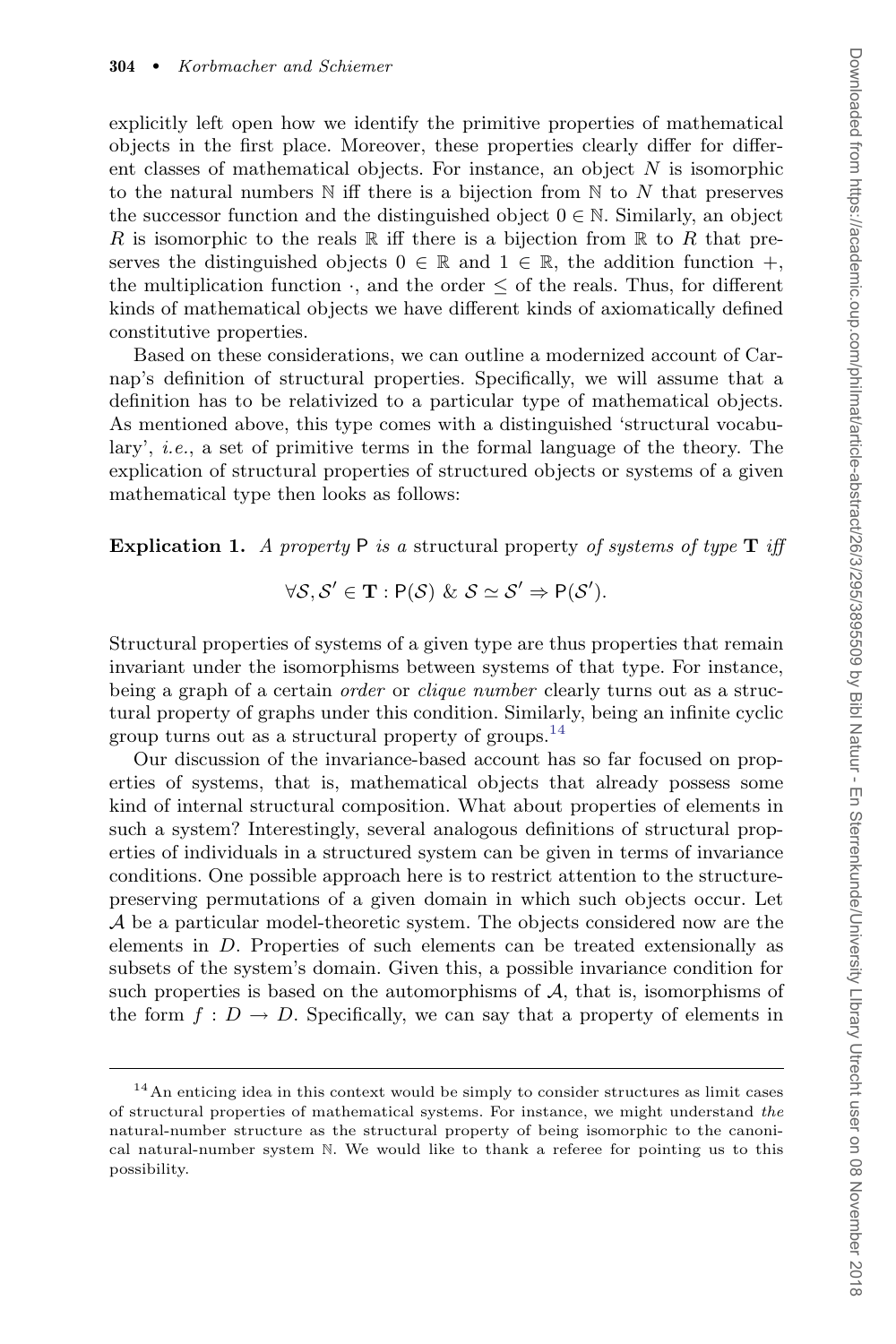explicitly left open how we identify the primitive properties of mathematical objects in the first place. Moreover, these properties clearly differ for different classes of mathematical objects. For instance, an object $N$ is isomorphic to the natural numbers $\mathbb{N}$ iff there is a bijection from $\mathbb{N}$ to $N$ that preserves the successor function and the distinguished object $0 \in \mathbb{N}$. Similarly, an object $R$ is isomorphic to the reals $\mathbb{R}$ iff there is a bijection from $\mathbb{R}$ to $R$ that preserves the distinguished objects $0 \in \mathbb{R}$ and $1 \in \mathbb{R}$, the addition function $+$, the multiplication function $\cdot$, and the order $\leq$ of the reals. Thus, for different kinds of mathematical objects we have different kinds of axiomatically defined constitutive properties.

Based on these considerations, we can outline a modernized account of Carnap's definition of structural properties. Specifically, we will assume that a definition has to be relativized to a particular type of mathematical objects. As mentioned above, this type comes with a distinguished 'structural vocabulary', *i.e.*, a set of primitive terms in the formal language of the theory. The explication of structural properties of structured objects or systems of a given mathematical type then looks as follows:

**Explication 1.** *A property* $\mathsf{P}$ *is a* structural property *of systems of type* $\mathbf{T}$ *iff*

$$\forall \mathcal{S}, \mathcal{S}' \in \mathbf{T} : \mathsf{P}(\mathcal{S}) \;\&\; \mathcal{S} \simeq \mathcal{S}' \Rightarrow \mathsf{P}(\mathcal{S}').$$

Structural properties of systems of a given type are thus properties that remain invariant under the isomorphisms between systems of that type. For instance, being a graph of a certain *order* or *clique number* clearly turns out as a structural property of graphs under this condition. Similarly, being an infinite cyclic group turns out as a structural property of groups.[14]

Our discussion of the invariance-based account has so far focused on properties of systems, that is, mathematical objects that already possess some kind of internal structural composition. What about properties of elements in such a system? Interestingly, several analogous definitions of structural properties of individuals in a structured system can be given in terms of invariance conditions. One possible approach here is to restrict attention to the structure-preserving permutations of a given domain in which such objects occur. Let $\mathcal{A}$ be a particular model-theoretic system. The objects considered now are the elements in $D$. Properties of such elements can be treated extensionally as subsets of the system's domain. Given this, a possible invariance condition for such properties is based on the automorphisms of $\mathcal{A}$, that is, isomorphisms of the form $f : D \rightarrow D$. Specifically, we can say that a property of elements in

[14] An enticing idea in this context would be simply to consider structures as limit cases of structural properties of mathematical systems. For instance, we might understand *the* natural-number structure as the structural property of being isomorphic to the canonical natural-number system $\mathbb{N}$. We would like to thank a referee for pointing us to this possibility.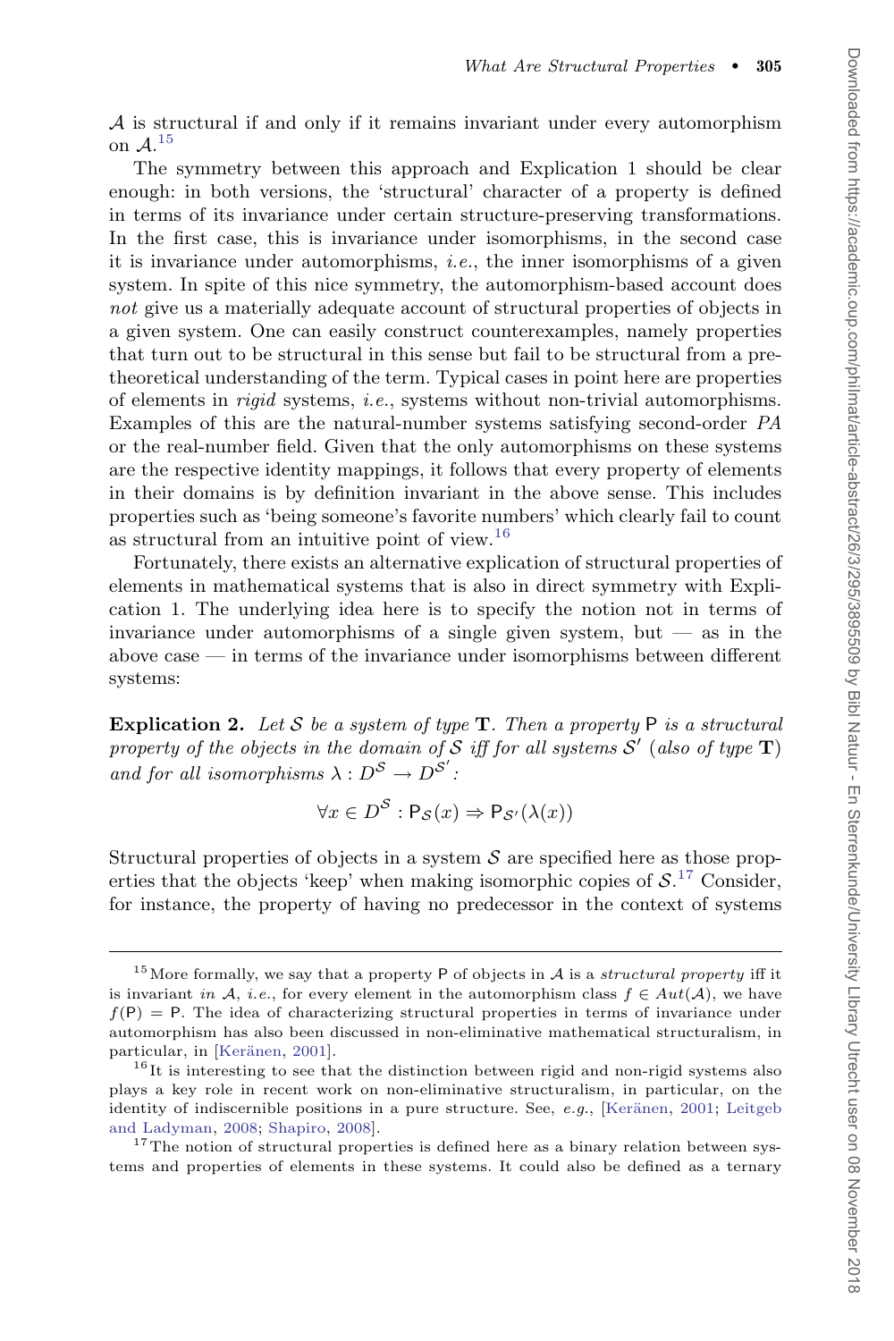$\mathcal{A}$ is structural if and only if it remains invariant under every automorphism on $\mathcal{A}$.[15]

The symmetry between this approach and Explication 1 should be clear enough: in both versions, the 'structural' character of a property is defined in terms of its invariance under certain structure-preserving transformations. In the first case, this is invariance under isomorphisms, in the second case it is invariance under automorphisms, *i.e.*, the inner isomorphisms of a given system. In spite of this nice symmetry, the automorphism-based account does *not* give us a materially adequate account of structural properties of objects in a given system. One can easily construct counterexamples, namely properties that turn out to be structural in this sense but fail to be structural from a pre-theoretical understanding of the term. Typical cases in point here are properties of elements in *rigid* systems, *i.e.*, systems without non-trivial automorphisms. Examples of this are the natural-number systems satisfying second-order *PA* or the real-number field. Given that the only automorphisms on these systems are the respective identity mappings, it follows that every property of elements in their domains is by definition invariant in the above sense. This includes properties such as 'being someone's favorite numbers' which clearly fail to count as structural from an intuitive point of view.[16]

Fortunately, there exists an alternative explication of structural properties of elements in mathematical systems that is also in direct symmetry with Explication 1. The underlying idea here is to specify the notion not in terms of invariance under automorphisms of a single given system, but — as in the above case — in terms of the invariance under isomorphisms between different systems:

**Explication 2.** *Let $\mathcal{S}$ be a system of type* $\mathbf{T}$. *Then a property* $\mathsf{P}$ *is a structural property of the objects in the domain of* $\mathcal{S}$ *iff for all systems* $\mathcal{S}'$ *(also of type* $\mathbf{T}$*) and for all isomorphisms* $\lambda : D^{\mathcal{S}} \rightarrow D^{\mathcal{S}'}$*:*

$$\forall x \in D^{\mathcal{S}} : \mathsf{P}_{\mathcal{S}}(x) \Rightarrow \mathsf{P}_{\mathcal{S}'}(\lambda(x))$$

Structural properties of objects in a system $\mathcal{S}$ are specified here as those properties that the objects 'keep' when making isomorphic copies of $\mathcal{S}$.[17] Consider, for instance, the property of having no predecessor in the context of systems

---

[15] More formally, we say that a property $\mathsf{P}$ of objects in $\mathcal{A}$ is a *structural property* iff it is invariant *in* $\mathcal{A}$, *i.e.*, for every element in the automorphism class $f \in Aut(\mathcal{A})$, we have $f(\mathsf{P}) = \mathsf{P}$. The idea of characterizing structural properties in terms of invariance under automorphism has also been discussed in non-eliminative mathematical structuralism, in particular, in [Keränen, 2001].

[16] It is interesting to see that the distinction between rigid and non-rigid systems also plays a key role in recent work on non-eliminative structuralism, in particular, on the identity of indiscernible positions in a pure structure. See, *e.g.*, [Keränen, 2001; Leitgeb and Ladyman, 2008; Shapiro, 2008].

[17] The notion of structural properties is defined here as a binary relation between systems and properties of elements in these systems. It could also be defined as a ternary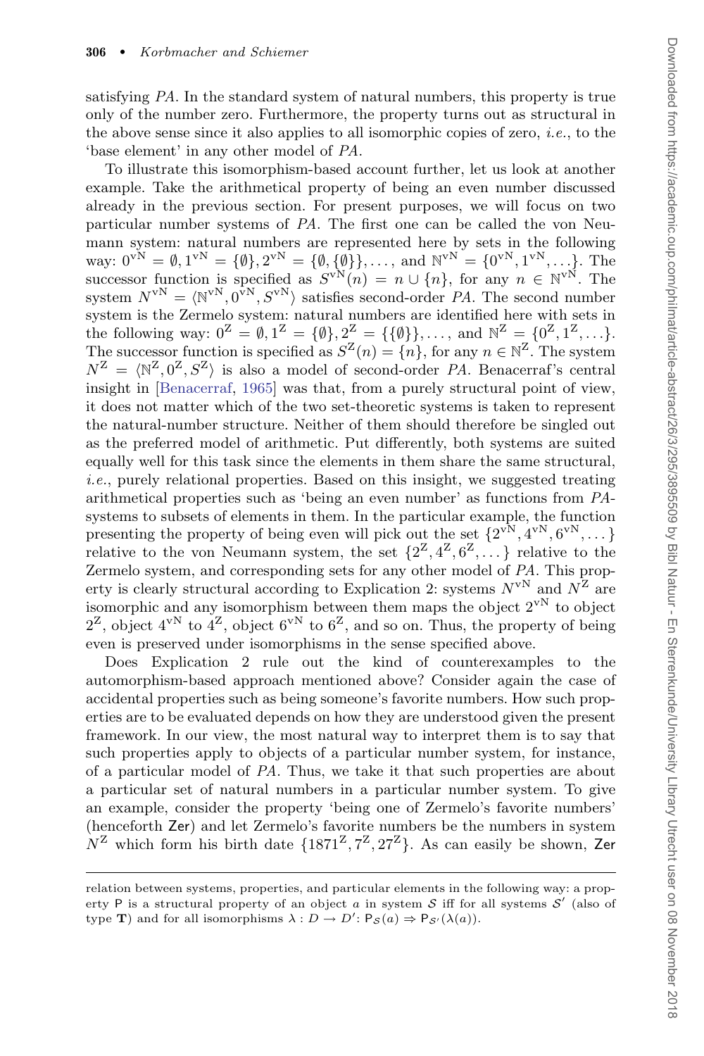satisfying *PA*. In the standard system of natural numbers, this property is true only of the number zero. Furthermore, the property turns out as structural in the above sense since it also applies to all isomorphic copies of zero, *i.e.*, to the 'base element' in any other model of *PA*.

To illustrate this isomorphism-based account further, let us look at another example. Take the arithmetical property of being an even number discussed already in the previous section. For present purposes, we will focus on two particular number systems of *PA*. The first one can be called the von Neumann system: natural numbers are represented here by sets in the following way: $0^{\mathrm{vN}} = \emptyset, 1^{\mathrm{vN}} = \{\emptyset\}, 2^{\mathrm{vN}} = \{\emptyset, \{\emptyset\}\}, \ldots$, and $\mathbb{N}^{\mathrm{vN}} = \{0^{\mathrm{vN}}, 1^{\mathrm{vN}}, \ldots\}$. The successor function is specified as $S^{\mathrm{vN}}(n) = n \cup \{n\}$, for any $n \in \mathbb{N}^{\mathrm{vN}}$. The system $N^{\mathrm{vN}} = \langle \mathbb{N}^{\mathrm{vN}}, 0^{\mathrm{vN}}, S^{\mathrm{vN}} \rangle$ satisfies second-order *PA*. The second number system is the Zermelo system: natural numbers are identified here with sets in the following way: $0^{\mathrm{Z}} = \emptyset, 1^{\mathrm{Z}} = \{\emptyset\}, 2^{\mathrm{Z}} = \{\{\emptyset\}\}, \ldots$, and $\mathbb{N}^{\mathrm{Z}} = \{0^{\mathrm{Z}}, 1^{\mathrm{Z}}, \ldots\}$. The successor function is specified as $S^{\mathrm{Z}}(n) = \{n\}$, for any $n \in \mathbb{N}^{\mathrm{Z}}$. The system $N^{\mathrm{Z}} = \langle \mathbb{N}^{\mathrm{Z}}, 0^{\mathrm{Z}}, S^{\mathrm{Z}} \rangle$ is also a model of second-order *PA*. Benacerraf's central insight in [Benacerraf, 1965] was that, from a purely structural point of view, it does not matter which of the two set-theoretic systems is taken to represent the natural-number structure. Neither of them should therefore be singled out as the preferred model of arithmetic. Put differently, both systems are suited equally well for this task since the elements in them share the same structural, *i.e.*, purely relational properties. Based on this insight, we suggested treating arithmetical properties such as 'being an even number' as functions from *PA*-systems to subsets of elements in them. In the particular example, the function presenting the property of being even will pick out the set $\{2^{\mathrm{vN}}, 4^{\mathrm{vN}}, 6^{\mathrm{vN}}, \ldots\}$ relative to the von Neumann system, the set $\{2^{\mathrm{Z}}, 4^{\mathrm{Z}}, 6^{\mathrm{Z}}, \ldots\}$ relative to the Zermelo system, and corresponding sets for any other model of *PA*. This property is clearly structural according to Explication 2: systems $N^{\mathrm{vN}}$ and $N^{\mathrm{Z}}$ are isomorphic and any isomorphism between them maps the object $2^{\mathrm{vN}}$ to object $2^{\mathrm{Z}}$, object $4^{\mathrm{vN}}$ to $4^{\mathrm{Z}}$, object $6^{\mathrm{vN}}$ to $6^{\mathrm{Z}}$, and so on. Thus, the property of being even is preserved under isomorphisms in the sense specified above.

Does Explication 2 rule out the kind of counterexamples to the automorphism-based approach mentioned above? Consider again the case of accidental properties such as being someone's favorite numbers. How such properties are to be evaluated depends on how they are understood given the present framework. In our view, the most natural way to interpret them is to say that such properties apply to objects of a particular number system, for instance, of a particular model of *PA*. Thus, we take it that such properties are about a particular set of natural numbers in a particular number system. To give an example, consider the property 'being one of Zermelo's favorite numbers' (henceforth $\mathsf{Zer}$) and let Zermelo's favorite numbers be the numbers in system $N^{\mathrm{Z}}$ which form his birth date $\{1871^{\mathrm{Z}}, 7^{\mathrm{Z}}, 27^{\mathrm{Z}}\}$. As can easily be shown, $\mathsf{Zer}$

---

relation between systems, properties, and particular elements in the following way: a property $\mathsf{P}$ is a structural property of an object $a$ in system $\mathcal{S}$ iff for all systems $\mathcal{S}'$ (also of type $\mathbf{T}$) and for all isomorphisms $\lambda : D \to D'$: $\mathsf{P}_{\mathcal{S}}(a) \Rightarrow \mathsf{P}_{\mathcal{S}'}(\lambda(a))$.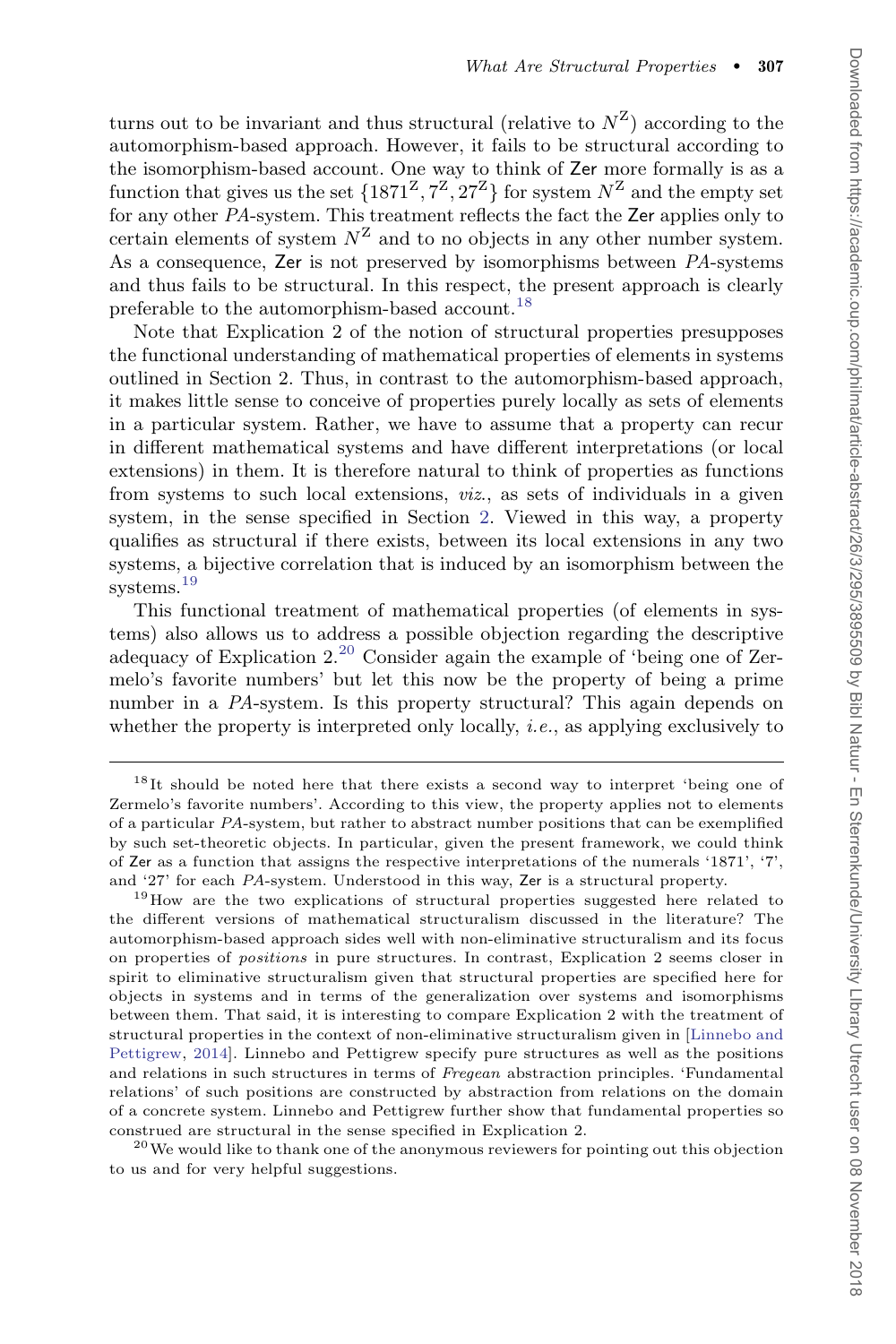turns out to be invariant and thus structural (relative to $N^{\mathrm{Z}}$) according to the automorphism-based approach. However, it fails to be structural according to the isomorphism-based account. One way to think of Zer more formally is as a function that gives us the set $\{1871^{\mathrm{Z}}, 7^{\mathrm{Z}}, 27^{\mathrm{Z}}\}$ for system $N^{\mathrm{Z}}$ and the empty set for any other *PA*-system. This treatment reflects the fact the Zer applies only to certain elements of system $N^{\mathrm{Z}}$ and to no objects in any other number system. As a consequence, Zer is not preserved by isomorphisms between *PA*-systems and thus fails to be structural. In this respect, the present approach is clearly preferable to the automorphism-based account.[18]

Note that Explication 2 of the notion of structural properties presupposes the functional understanding of mathematical properties of elements in systems outlined in Section 2. Thus, in contrast to the automorphism-based approach, it makes little sense to conceive of properties purely locally as sets of elements in a particular system. Rather, we have to assume that a property can recur in different mathematical systems and have different interpretations (or local extensions) in them. It is therefore natural to think of properties as functions from systems to such local extensions, *viz.*, as sets of individuals in a given system, in the sense specified in Section 2. Viewed in this way, a property qualifies as structural if there exists, between its local extensions in any two systems, a bijective correlation that is induced by an isomorphism between the systems.[19]

This functional treatment of mathematical properties (of elements in systems) also allows us to address a possible objection regarding the descriptive adequacy of Explication 2.[20] Consider again the example of 'being one of Zermelo's favorite numbers' but let this now be the property of being a prime number in a *PA*-system. Is this property structural? This again depends on whether the property is interpreted only locally, *i.e.*, as applying exclusively to

---

[18] It should be noted here that there exists a second way to interpret 'being one of Zermelo's favorite numbers'. According to this view, the property applies not to elements of a particular *PA*-system, but rather to abstract number positions that can be exemplified by such set-theoretic objects. In particular, given the present framework, we could think of Zer as a function that assigns the respective interpretations of the numerals '1871', '7', and '27' for each *PA*-system. Understood in this way, Zer is a structural property.

[19] How are the two explications of structural properties suggested here related to the different versions of mathematical structuralism discussed in the literature? The automorphism-based approach sides well with non-eliminative structuralism and its focus on properties of *positions* in pure structures. In contrast, Explication 2 seems closer in spirit to eliminative structuralism given that structural properties are specified here for objects in systems and in terms of the generalization over systems and isomorphisms between them. That said, it is interesting to compare Explication 2 with the treatment of structural properties in the context of non-eliminative structuralism given in [Linnebo and Pettigrew, 2014]. Linnebo and Pettigrew specify pure structures as well as the positions and relations in such structures in terms of *Fregean* abstraction principles. 'Fundamental relations' of such positions are constructed by abstraction from relations on the domain of a concrete system. Linnebo and Pettigrew further show that fundamental properties so construed are structural in the sense specified in Explication 2.

[20] We would like to thank one of the anonymous reviewers for pointing out this objection to us and for very helpful suggestions.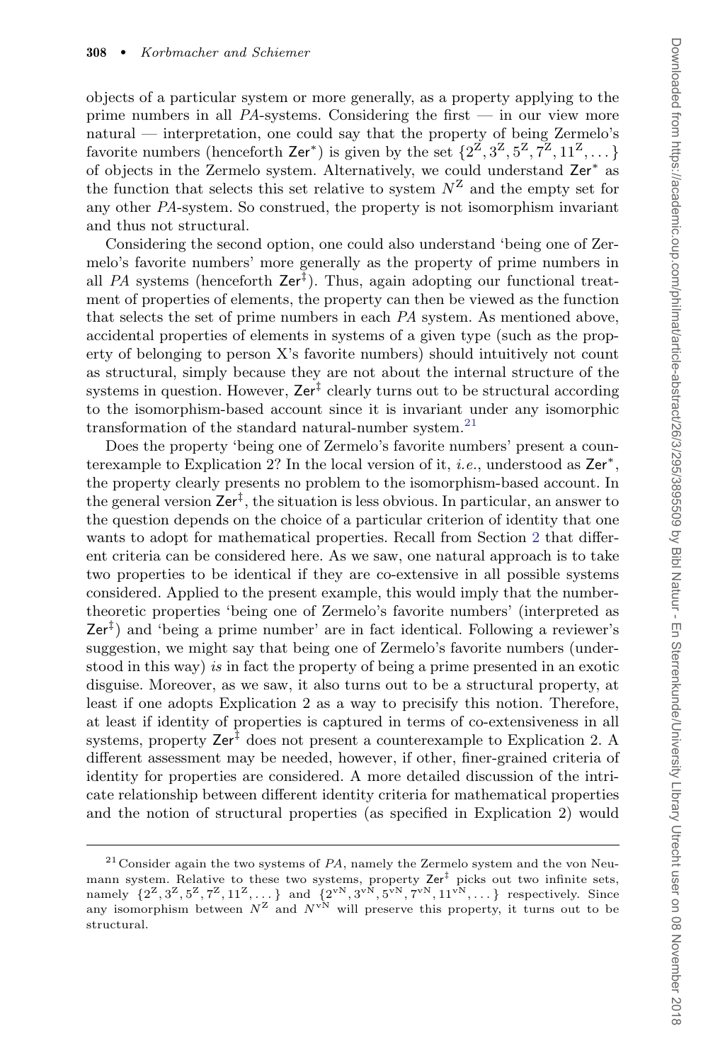objects of a particular system or more generally, as a property applying to the prime numbers in all *PA*-systems. Considering the first — in our view more natural — interpretation, one could say that the property of being Zermelo's favorite numbers (henceforth $\mathsf{Zer}^*$) is given by the set $\{2^{\mathrm{Z}}, 3^{\mathrm{Z}}, 5^{\mathrm{Z}}, 7^{\mathrm{Z}}, 11^{\mathrm{Z}}, \dots\}$ of objects in the Zermelo system. Alternatively, we could understand $\mathsf{Zer}^*$ as the function that selects this set relative to system $N^{\mathrm{Z}}$ and the empty set for any other *PA*-system. So construed, the property is not isomorphism invariant and thus not structural.

Considering the second option, one could also understand 'being one of Zermelo's favorite numbers' more generally as the property of prime numbers in all *PA* systems (henceforth $\mathsf{Zer}^{\ddagger}$). Thus, again adopting our functional treatment of properties of elements, the property can then be viewed as the function that selects the set of prime numbers in each *PA* system. As mentioned above, accidental properties of elements in systems of a given type (such as the property of belonging to person X's favorite numbers) should intuitively not count as structural, simply because they are not about the internal structure of the systems in question. However, $\mathsf{Zer}^{\ddagger}$ clearly turns out to be structural according to the isomorphism-based account since it is invariant under any isomorphic transformation of the standard natural-number system.[21]

Does the property 'being one of Zermelo's favorite numbers' present a counterexample to Explication 2? In the local version of it, *i.e.*, understood as $\mathsf{Zer}^*$, the property clearly presents no problem to the isomorphism-based account. In the general version $\mathsf{Zer}^{\ddagger}$, the situation is less obvious. In particular, an answer to the question depends on the choice of a particular criterion of identity that one wants to adopt for mathematical properties. Recall from Section 2 that different criteria can be considered here. As we saw, one natural approach is to take two properties to be identical if they are co-extensive in all possible systems considered. Applied to the present example, this would imply that the number-theoretic properties 'being one of Zermelo's favorite numbers' (interpreted as $\mathsf{Zer}^{\ddagger}$) and 'being a prime number' are in fact identical. Following a reviewer's suggestion, we might say that being one of Zermelo's favorite numbers (understood in this way) *is* in fact the property of being a prime presented in an exotic disguise. Moreover, as we saw, it also turns out to be a structural property, at least if one adopts Explication 2 as a way to precisify this notion. Therefore, at least if identity of properties is captured in terms of co-extensiveness in all systems, property $\mathsf{Zer}^{\ddagger}$ does not present a counterexample to Explication 2. A different assessment may be needed, however, if other, finer-grained criteria of identity for properties are considered. A more detailed discussion of the intricate relationship between different identity criteria for mathematical properties and the notion of structural properties (as specified in Explication 2) would

---

[21] Consider again the two systems of *PA*, namely the Zermelo system and the von Neumann system. Relative to these two systems, property $\mathsf{Zer}^{\ddagger}$ picks out two infinite sets, namely $\{2^{\mathrm{Z}}, 3^{\mathrm{Z}}, 5^{\mathrm{Z}}, 7^{\mathrm{Z}}, 11^{\mathrm{Z}}, \dots\}$ and $\{2^{\mathrm{vN}}, 3^{\mathrm{vN}}, 5^{\mathrm{vN}}, 7^{\mathrm{vN}}, 11^{\mathrm{vN}}, \dots\}$ respectively. Since any isomorphism between $N^{\mathrm{Z}}$ and $N^{\mathrm{vN}}$ will preserve this property, it turns out to be structural.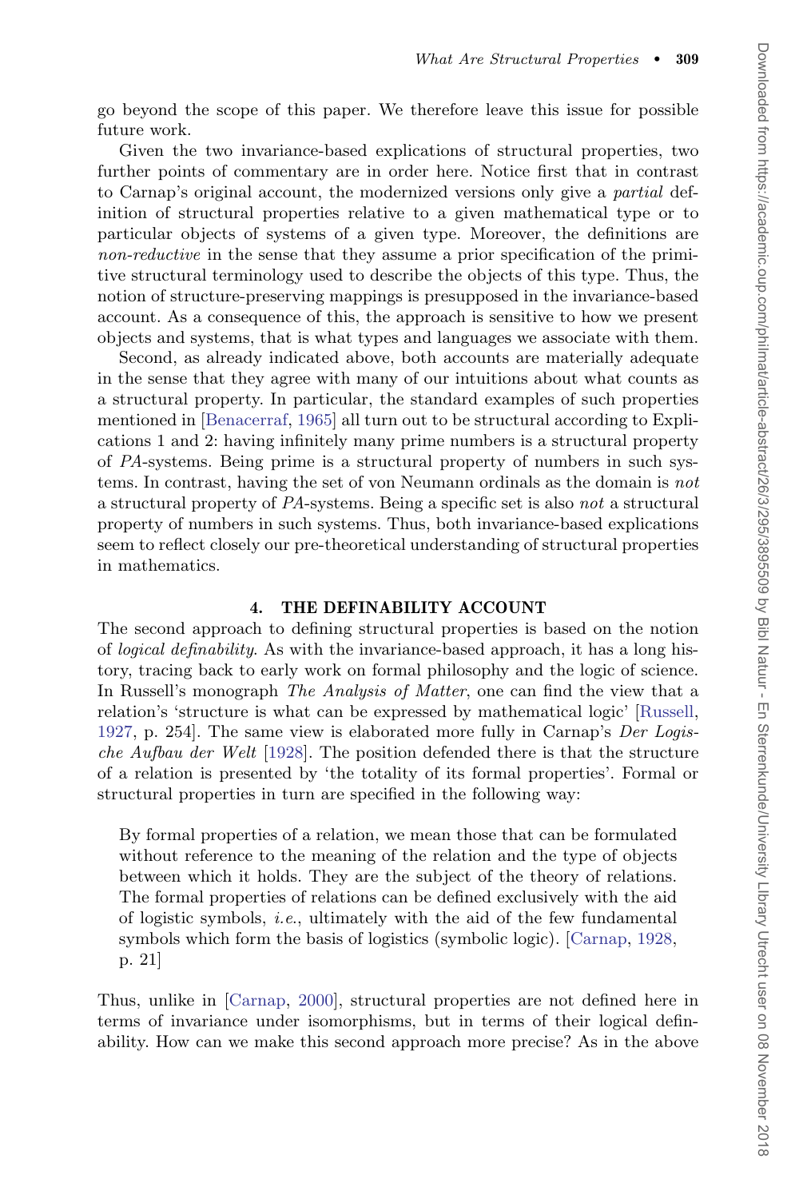go beyond the scope of this paper. We therefore leave this issue for possible future work.

Given the two invariance-based explications of structural properties, two further points of commentary are in order here. Notice first that in contrast to Carnap's original account, the modernized versions only give a *partial* definition of structural properties relative to a given mathematical type or to particular objects of systems of a given type. Moreover, the definitions are *non-reductive* in the sense that they assume a prior specification of the primitive structural terminology used to describe the objects of this type. Thus, the notion of structure-preserving mappings is presupposed in the invariance-based account. As a consequence of this, the approach is sensitive to how we present objects and systems, that is what types and languages we associate with them.

Second, as already indicated above, both accounts are materially adequate in the sense that they agree with many of our intuitions about what counts as a structural property. In particular, the standard examples of such properties mentioned in [Benacerraf, 1965] all turn out to be structural according to Explications 1 and 2: having infinitely many prime numbers is a structural property of *PA*-systems. Being prime is a structural property of numbers in such systems. In contrast, having the set of von Neumann ordinals as the domain is *not* a structural property of *PA*-systems. Being a specific set is also *not* a structural property of numbers in such systems. Thus, both invariance-based explications seem to reflect closely our pre-theoretical understanding of structural properties in mathematics.

## 4. THE DEFINABILITY ACCOUNT

The second approach to defining structural properties is based on the notion of *logical definability*. As with the invariance-based approach, it has a long history, tracing back to early work on formal philosophy and the logic of science. In Russell's monograph *The Analysis of Matter*, one can find the view that a relation's 'structure is what can be expressed by mathematical logic' [Russell, 1927, p. 254]. The same view is elaborated more fully in Carnap's *Der Logische Aufbau der Welt* [1928]. The position defended there is that the structure of a relation is presented by 'the totality of its formal properties'. Formal or structural properties in turn are specified in the following way:

> By formal properties of a relation, we mean those that can be formulated without reference to the meaning of the relation and the type of objects between which it holds. They are the subject of the theory of relations. The formal properties of relations can be defined exclusively with the aid of logistic symbols, *i.e.*, ultimately with the aid of the few fundamental symbols which form the basis of logistics (symbolic logic). [Carnap, 1928, p. 21]

Thus, unlike in [Carnap, 2000], structural properties are not defined here in terms of invariance under isomorphisms, but in terms of their logical definability. How can we make this second approach more precise? As in the above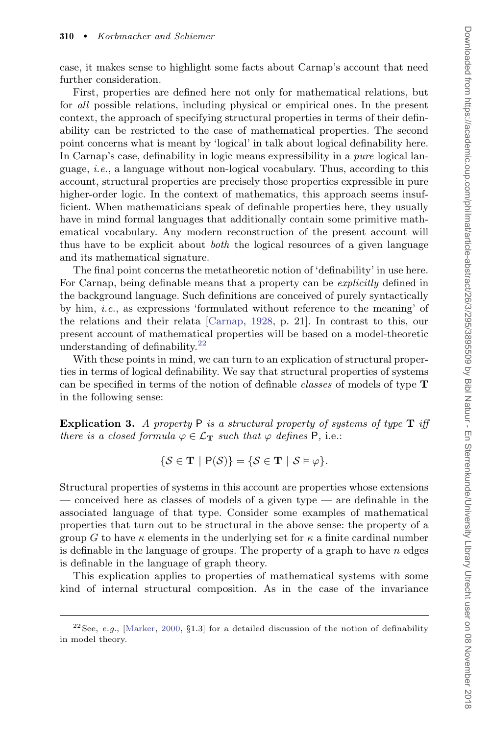case, it makes sense to highlight some facts about Carnap's account that need further consideration.

First, properties are defined here not only for mathematical relations, but for *all* possible relations, including physical or empirical ones. In the present context, the approach of specifying structural properties in terms of their definability can be restricted to the case of mathematical properties. The second point concerns what is meant by 'logical' in talk about logical definability here. In Carnap's case, definability in logic means expressibility in a *pure* logical language, *i.e.*, a language without non-logical vocabulary. Thus, according to this account, structural properties are precisely those properties expressible in pure higher-order logic. In the context of mathematics, this approach seems insufficient. When mathematicians speak of definable properties here, they usually have in mind formal languages that additionally contain some primitive mathematical vocabulary. Any modern reconstruction of the present account will thus have to be explicit about *both* the logical resources of a given language and its mathematical signature.

The final point concerns the metatheoretic notion of 'definability' in use here. For Carnap, being definable means that a property can be *explicitly* defined in the background language. Such definitions are conceived of purely syntactically by him, *i.e.*, as expressions 'formulated without reference to the meaning' of the relations and their relata [Carnap, 1928, p. 21]. In contrast to this, our present account of mathematical properties will be based on a model-theoretic understanding of definability.[22]

With these points in mind, we can turn to an explication of structural properties in terms of logical definability. We say that structural properties of systems can be specified in terms of the notion of definable *classes* of models of type $\mathbf{T}$ in the following sense:

**Explication 3.** *A property* $\mathsf{P}$ *is a structural property of systems of type* $\mathbf{T}$ *iff there is a closed formula* $\varphi \in \mathcal{L}_{\mathbf{T}}$ *such that* $\varphi$ *defines* $\mathsf{P}$*,* i.e.:

$$\{\mathcal{S} \in \mathbf{T} \mid \mathsf{P}(\mathcal{S})\} = \{\mathcal{S} \in \mathbf{T} \mid \mathcal{S} \vDash \varphi\}.$$

Structural properties of systems in this account are properties whose extensions — conceived here as classes of models of a given type — are definable in the associated language of that type. Consider some examples of mathematical properties that turn out to be structural in the above sense: the property of a group $G$ to have $\kappa$ elements in the underlying set for $\kappa$ a finite cardinal number is definable in the language of groups. The property of a graph to have $n$ edges is definable in the language of graph theory.

This explication applies to properties of mathematical systems with some kind of internal structural composition. As in the case of the invariance

[22] See, *e.g.*, [Marker, 2000, §1.3] for a detailed discussion of the notion of definability in model theory.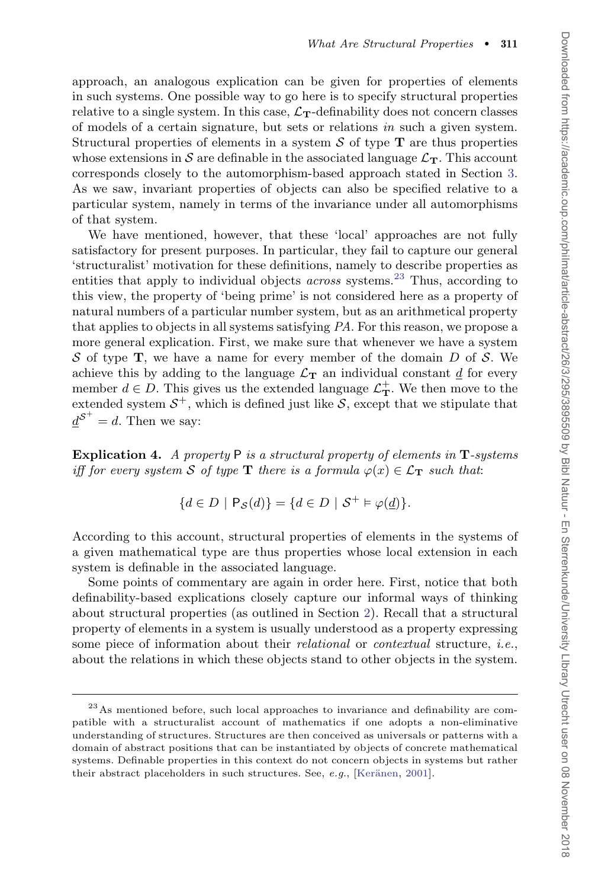approach, an analogous explication can be given for properties of elements in such systems. One possible way to go here is to specify structural properties relative to a single system. In this case, $\mathcal{L}_{\mathbf{T}}$-definability does not concern classes of models of a certain signature, but sets or relations *in* such a given system. Structural properties of elements in a system $\mathcal{S}$ of type $\mathbf{T}$ are thus properties whose extensions in $\mathcal{S}$ are definable in the associated language $\mathcal{L}_{\mathbf{T}}$. This account corresponds closely to the automorphism-based approach stated in Section 3. As we saw, invariant properties of objects can also be specified relative to a particular system, namely in terms of the invariance under all automorphisms of that system.

We have mentioned, however, that these 'local' approaches are not fully satisfactory for present purposes. In particular, they fail to capture our general 'structuralist' motivation for these definitions, namely to describe properties as entities that apply to individual objects *across* systems.[23] Thus, according to this view, the property of 'being prime' is not considered here as a property of natural numbers of a particular number system, but as an arithmetical property that applies to objects in all systems satisfying *PA*. For this reason, we propose a more general explication. First, we make sure that whenever we have a system $\mathcal{S}$ of type $\mathbf{T}$, we have a name for every member of the domain $D$ of $\mathcal{S}$. We achieve this by adding to the language $\mathcal{L}_{\mathbf{T}}$ an individual constant $\underline{d}$ for every member $d \in D$. This gives us the extended language $\mathcal{L}^{+}_{\mathbf{T}}$. We then move to the extended system $\mathcal{S}^{+}$, which is defined just like $\mathcal{S}$, except that we stipulate that $\underline{d}^{\mathcal{S}^{+}} = d$. Then we say:

**Explication 4.** *A property* $\mathsf{P}$ *is a structural property of elements in* $\mathbf{T}$*-systems iff for every system* $\mathcal{S}$ *of type* $\mathbf{T}$ *there is a formula* $\varphi(x) \in \mathcal{L}_{\mathbf{T}}$ *such that*:

$$\{d \in D \mid \mathsf{P}_{\mathcal{S}}(d)\} = \{d \in D \mid \mathcal{S}^{+} \vDash \varphi(\underline{d})\}.$$

According to this account, structural properties of elements in the systems of a given mathematical type are thus properties whose local extension in each system is definable in the associated language.

Some points of commentary are again in order here. First, notice that both definability-based explications closely capture our informal ways of thinking about structural properties (as outlined in Section 2). Recall that a structural property of elements in a system is usually understood as a property expressing some piece of information about their *relational* or *contextual* structure, *i.e.*, about the relations in which these objects stand to other objects in the system.

[23] As mentioned before, such local approaches to invariance and definability are compatible with a structuralist account of mathematics if one adopts a non-eliminative understanding of structures. Structures are then conceived as universals or patterns with a domain of abstract positions that can be instantiated by objects of concrete mathematical systems. Definable properties in this context do not concern objects in systems but rather their abstract placeholders in such structures. See, *e.g.*, [Keränen, 2001].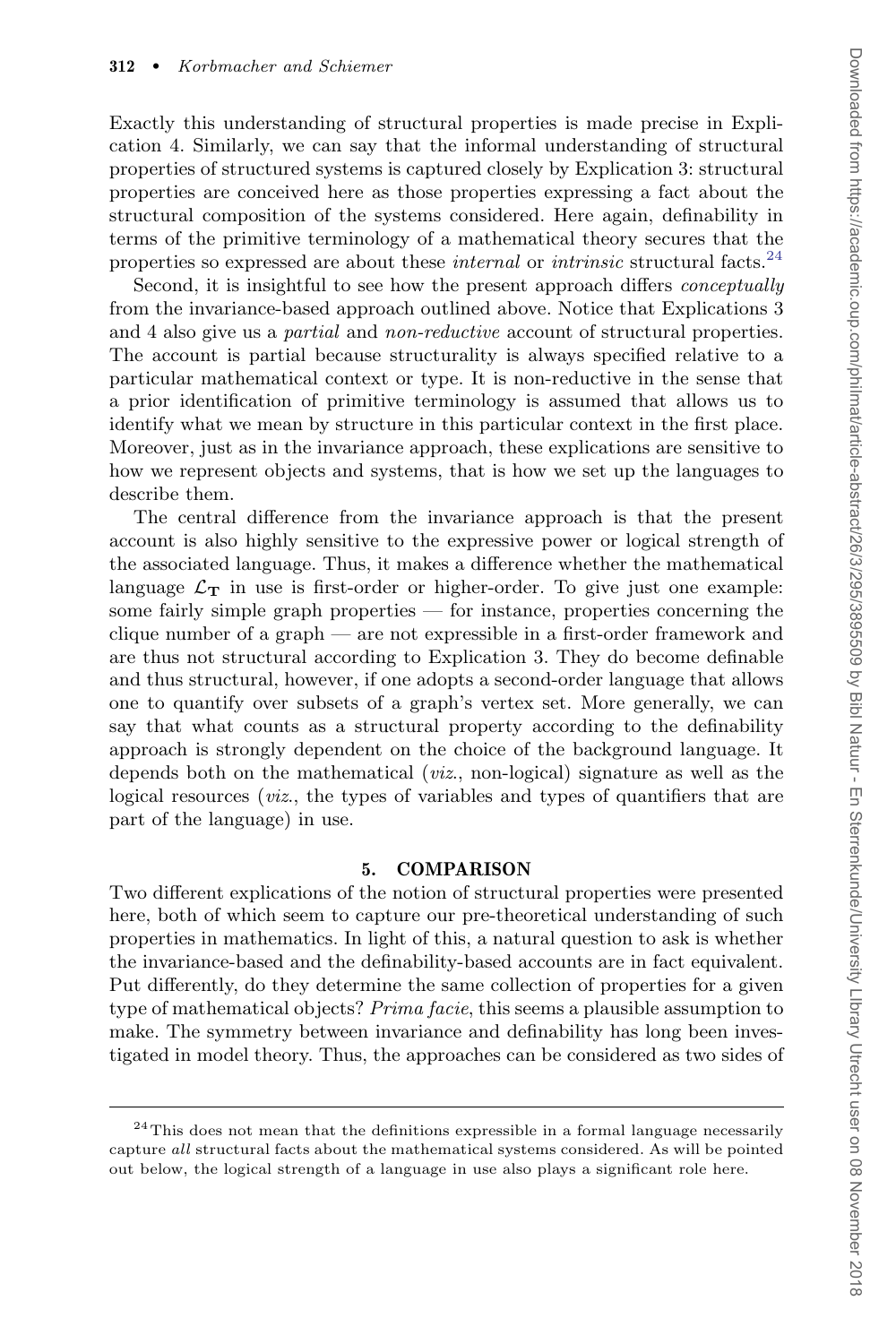Exactly this understanding of structural properties is made precise in Explication 4. Similarly, we can say that the informal understanding of structural properties of structured systems is captured closely by Explication 3: structural properties are conceived here as those properties expressing a fact about the structural composition of the systems considered. Here again, definability in terms of the primitive terminology of a mathematical theory secures that the properties so expressed are about these *internal* or *intrinsic* structural facts.[24]

Second, it is insightful to see how the present approach differs *conceptually* from the invariance-based approach outlined above. Notice that Explications 3 and 4 also give us a *partial* and *non-reductive* account of structural properties. The account is partial because structurality is always specified relative to a particular mathematical context or type. It is non-reductive in the sense that a prior identification of primitive terminology is assumed that allows us to identify what we mean by structure in this particular context in the first place. Moreover, just as in the invariance approach, these explications are sensitive to how we represent objects and systems, that is how we set up the languages to describe them.

The central difference from the invariance approach is that the present account is also highly sensitive to the expressive power or logical strength of the associated language. Thus, it makes a difference whether the mathematical language $\mathcal{L}_\mathbf{T}$ in use is first-order or higher-order. To give just one example: some fairly simple graph properties — for instance, properties concerning the clique number of a graph — are not expressible in a first-order framework and are thus not structural according to Explication 3. They do become definable and thus structural, however, if one adopts a second-order language that allows one to quantify over subsets of a graph's vertex set. More generally, we can say that what counts as a structural property according to the definability approach is strongly dependent on the choice of the background language. It depends both on the mathematical (*viz.*, non-logical) signature as well as the logical resources (*viz.*, the types of variables and types of quantifiers that are part of the language) in use.

## 5. COMPARISON

Two different explications of the notion of structural properties were presented here, both of which seem to capture our pre-theoretical understanding of such properties in mathematics. In light of this, a natural question to ask is whether the invariance-based and the definability-based accounts are in fact equivalent. Put differently, do they determine the same collection of properties for a given type of mathematical objects? *Prima facie*, this seems a plausible assumption to make. The symmetry between invariance and definability has long been investigated in model theory. Thus, the approaches can be considered as two sides of

[24] This does not mean that the definitions expressible in a formal language necessarily capture *all* structural facts about the mathematical systems considered. As will be pointed out below, the logical strength of a language in use also plays a significant role here.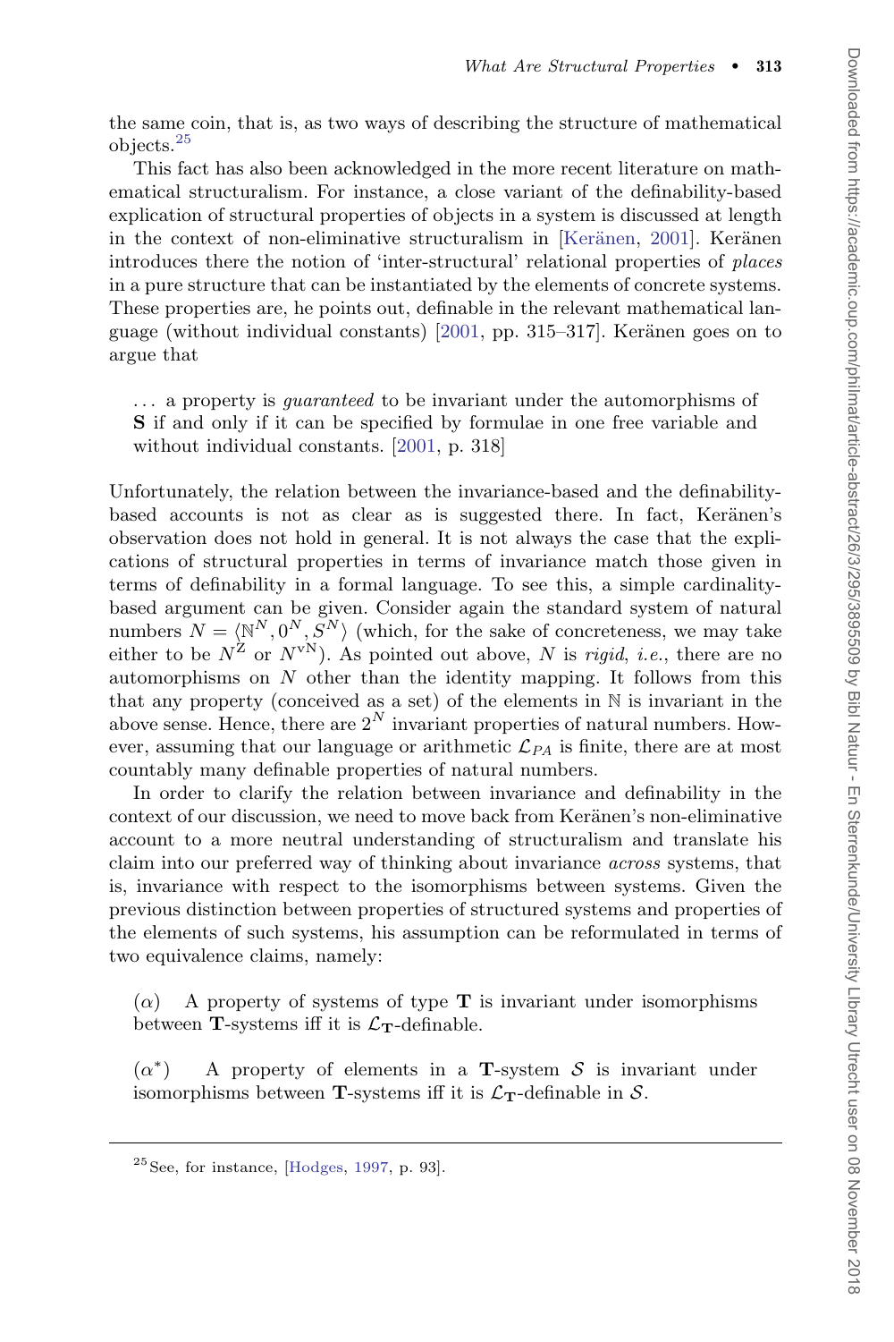the same coin, that is, as two ways of describing the structure of mathematical objects.[25]

This fact has also been acknowledged in the more recent literature on mathematical structuralism. For instance, a close variant of the definability-based explication of structural properties of objects in a system is discussed at length in the context of non-eliminative structuralism in [Keränen, 2001]. Keränen introduces there the notion of 'inter-structural' relational properties of *places* in a pure structure that can be instantiated by the elements of concrete systems. These properties are, he points out, definable in the relevant mathematical language (without individual constants) [2001, pp. 315–317]. Keränen goes on to argue that

> ... a property is *guaranteed* to be invariant under the automorphisms of **S** if and only if it can be specified by formulae in one free variable and without individual constants. [2001, p. 318]

Unfortunately, the relation between the invariance-based and the definability-based accounts is not as clear as is suggested there. In fact, Keränen's observation does not hold in general. It is not always the case that the explications of structural properties in terms of invariance match those given in terms of definability in a formal language. To see this, a simple cardinality-based argument can be given. Consider again the standard system of natural numbers $N = \langle \mathbb{N}^N, 0^N, S^N \rangle$ (which, for the sake of concreteness, we may take either to be $N^{\mathrm{Z}}$ or $N^{\mathrm{vN}}$). As pointed out above, $N$ is *rigid*, *i.e.*, there are no automorphisms on $N$ other than the identity mapping. It follows from this that any property (conceived as a set) of the elements in $\mathbb{N}$ is invariant in the above sense. Hence, there are $2^N$ invariant properties of natural numbers. However, assuming that our language or arithmetic $\mathcal{L}_{PA}$ is finite, there are at most countably many definable properties of natural numbers.

In order to clarify the relation between invariance and definability in the context of our discussion, we need to move back from Keränen's non-eliminative account to a more neutral understanding of structuralism and translate his claim into our preferred way of thinking about invariance *across* systems, that is, invariance with respect to the isomorphisms between systems. Given the previous distinction between properties of structured systems and properties of the elements of such systems, his assumption can be reformulated in terms of two equivalence claims, namely:

($\alpha$) A property of systems of type $\mathbf{T}$ is invariant under isomorphisms between $\mathbf{T}$-systems iff it is $\mathcal{L}_{\mathbf{T}}$-definable.

($\alpha^*$) A property of elements in a $\mathbf{T}$-system $\mathcal{S}$ is invariant under isomorphisms between $\mathbf{T}$-systems iff it is $\mathcal{L}_{\mathbf{T}}$-definable in $\mathcal{S}$.

---

[25] See, for instance, [Hodges, 1997, p. 93].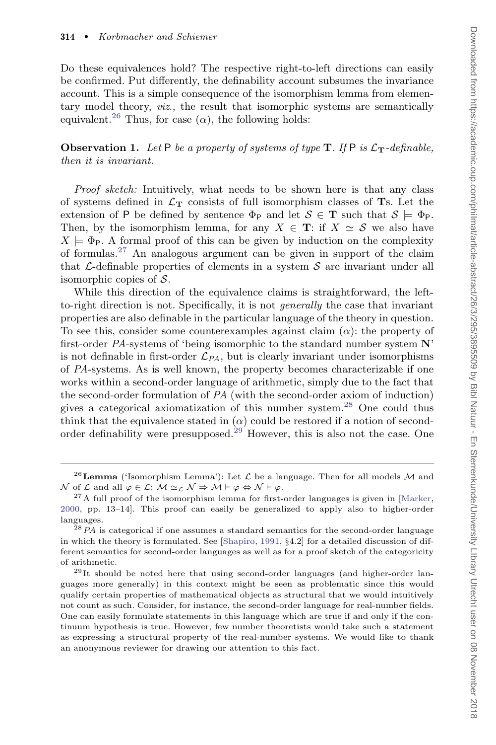Do these equivalences hold? The respective right-to-left directions can easily be confirmed. Put differently, the definability account subsumes the invariance account. This is a simple consequence of the isomorphism lemma from elementary model theory, *viz.*, the result that isomorphic systems are semantically equivalent.[26] Thus, for case ($\alpha$), the following holds:

**Observation 1.** *Let* $\mathsf{P}$ *be a property of systems of type* $\mathbf{T}$*. If* $\mathsf{P}$ *is* $\mathcal{L}_{\mathbf{T}}$*-definable, then it is invariant.*

*Proof sketch:* Intuitively, what needs to be shown here is that any class of systems defined in $\mathcal{L}_{\mathbf{T}}$ consists of full isomorphism classes of $\mathbf{T}$s. Let the extension of $\mathsf{P}$ be defined by sentence $\Phi_{\mathsf{P}}$ and let $\mathcal{S} \in \mathbf{T}$ such that $\mathcal{S} \models \Phi_{\mathsf{P}}$. Then, by the isomorphism lemma, for any $X \in \mathbf{T}$: if $X \simeq \mathcal{S}$ we also have $X \models \Phi_{\mathsf{P}}$. A formal proof of this can be given by induction on the complexity of formulas.[27] An analogous argument can be given in support of the claim that $\mathcal{L}$-definable properties of elements in a system $\mathcal{S}$ are invariant under all isomorphic copies of $\mathcal{S}$.

While this direction of the equivalence claims is straightforward, the left-to-right direction is not. Specifically, it is not *generally* the case that invariant properties are also definable in the particular language of the theory in question. To see this, consider some counterexamples against claim ($\alpha$): the property of first-order *PA*-systems of 'being isomorphic to the standard number system $\mathbf{N}$' is not definable in first-order $\mathcal{L}_{PA}$, but is clearly invariant under isomorphisms of *PA*-systems. As is well known, the property becomes characterizable if one works within a second-order language of arithmetic, simply due to the fact that the second-order formulation of *PA* (with the second-order axiom of induction) gives a categorical axiomatization of this number system.[28] One could thus think that the equivalence stated in ($\alpha$) could be restored if a notion of second-order definability were presupposed.[29] However, this is also not the case. One

---

[26] **Lemma** ('Isomorphism Lemma'): Let $\mathcal{L}$ be a language. Then for all models $\mathcal{M}$ and $\mathcal{N}$ of $\mathcal{L}$ and all $\varphi \in \mathcal{L}$: $\mathcal{M} \simeq_{\mathcal{L}} \mathcal{N} \Rightarrow \mathcal{M} \vDash \varphi \Leftrightarrow \mathcal{N} \vDash \varphi$.

[27] A full proof of the isomorphism lemma for first-order languages is given in [Marker, 2000, pp. 13–14]. This proof can easily be generalized to apply also to higher-order languages.

[28] *PA* is categorical if one assumes a standard semantics for the second-order language in which the theory is formulated. See [Shapiro, 1991, §4.2] for a detailed discussion of different semantics for second-order languages as well as for a proof sketch of the categoricity of arithmetic.

[29] It should be noted here that using second-order languages (and higher-order languages more generally) in this context might be seen as problematic since this would qualify certain properties of mathematical objects as structural that we would intuitively not count as such. Consider, for instance, the second-order language for real-number fields. One can easily formulate statements in this language which are true if and only if the continuum hypothesis is true. However, few number theoretists would take such a statement as expressing a structural property of the real-number systems. We would like to thank an anonymous reviewer for drawing our attention to this fact.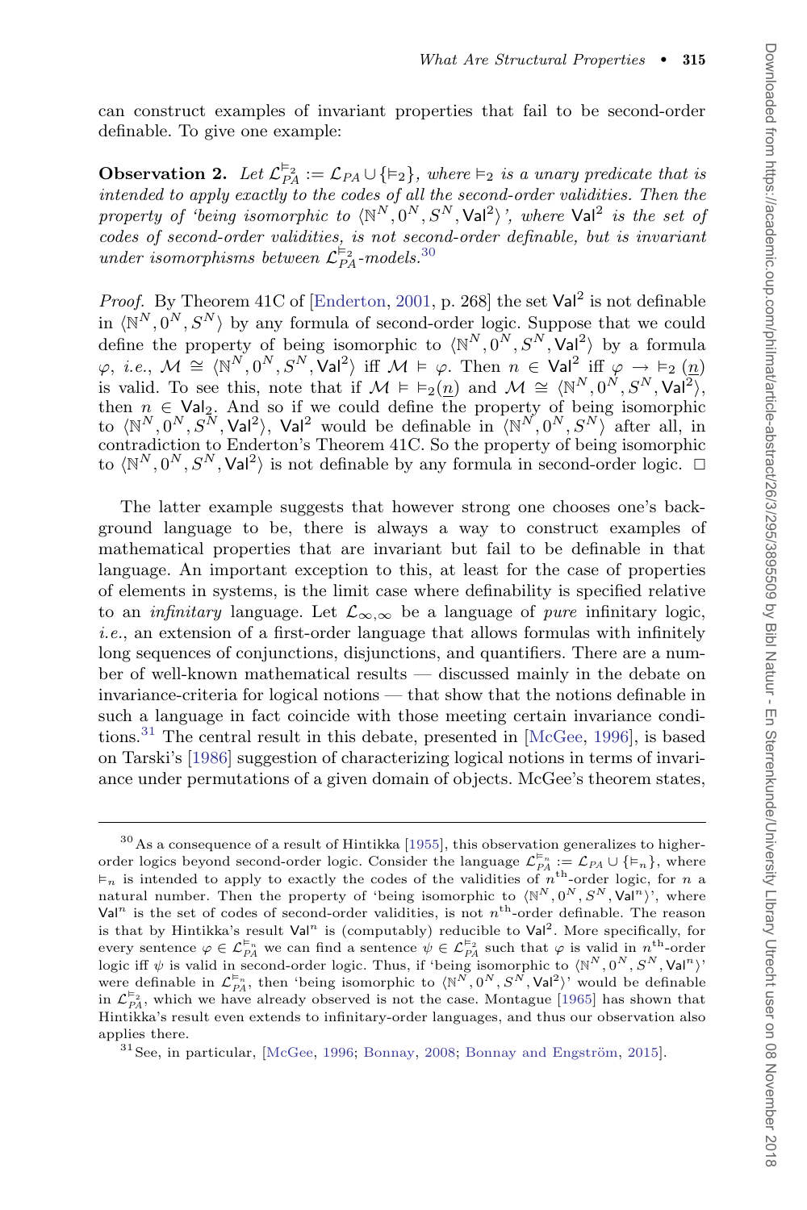can construct examples of invariant properties that fail to be second-order definable. To give one example:

**Observation 2.** *Let $\mathcal{L}_{PA}^{\vDash_2} := \mathcal{L}_{PA} \cup \{\vDash_2\}$, where $\vDash_2$ is a unary predicate that is intended to apply exactly to the codes of all the second-order validities. Then the property of 'being isomorphic to $\langle \mathbb{N}^N, 0^N, S^N, \mathsf{Val}^2 \rangle$', where $\mathsf{Val}^2$ is the set of codes of second-order validities, is not second-order definable, but is invariant under isomorphisms between $\mathcal{L}_{PA}^{\vDash_2}$-models.*[30]

*Proof.* By Theorem 41C of [Enderton, 2001, p. 268] the set $\mathsf{Val}^2$ is not definable in $\langle \mathbb{N}^N, 0^N, S^N \rangle$ by any formula of second-order logic. Suppose that we could define the property of being isomorphic to $\langle \mathbb{N}^N, 0^N, S^N, \mathsf{Val}^2 \rangle$ by a formula $\varphi$, *i.e.*, $\mathcal{M} \cong \langle \mathbb{N}^N, 0^N, S^N, \mathsf{Val}^2 \rangle$ iff $\mathcal{M} \vDash \varphi$. Then $n \in \mathsf{Val}^2$ iff $\varphi \rightarrow \vDash_2 (\underline{n})$ is valid. To see this, note that if $\mathcal{M} \vDash \vDash_2(\underline{n})$ and $\mathcal{M} \cong \langle \mathbb{N}^N, 0^N, S^N, \mathsf{Val}^2 \rangle$, then $n \in \mathsf{Val}_2$. And so if we could define the property of being isomorphic to $\langle \mathbb{N}^N, 0^N, S^N, \mathsf{Val}^2 \rangle$, $\mathsf{Val}^2$ would be definable in $\langle \mathbb{N}^N, 0^N, S^N \rangle$ after all, in contradiction to Enderton's Theorem 41C. So the property of being isomorphic to $\langle \mathbb{N}^N, 0^N, S^N, \mathsf{Val}^2 \rangle$ is not definable by any formula in second-order logic. $\square$

The latter example suggests that however strong one chooses one's background language to be, there is always a way to construct examples of mathematical properties that are invariant but fail to be definable in that language. An important exception to this, at least for the case of properties of elements in systems, is the limit case where definability is specified relative to an *infinitary* language. Let $\mathcal{L}_{\infty,\infty}$ be a language of *pure* infinitary logic, *i.e.*, an extension of a first-order language that allows formulas with infinitely long sequences of conjunctions, disjunctions, and quantifiers. There are a number of well-known mathematical results — discussed mainly in the debate on invariance-criteria for logical notions — that show that the notions definable in such a language in fact coincide with those meeting certain invariance conditions.[31] The central result in this debate, presented in [McGee, 1996], is based on Tarski's [1986] suggestion of characterizing logical notions in terms of invariance under permutations of a given domain of objects. McGee's theorem states,

---

[30] As a consequence of a result of Hintikka [1955], this observation generalizes to higher-order logics beyond second-order logic. Consider the language $\mathcal{L}_{PA}^{\vDash_n} := \mathcal{L}_{PA} \cup \{\vDash_n\}$, where $\vDash_n$ is intended to apply to exactly the codes of the validities of $n^{\text{th}}$-order logic, for $n$ a natural number. Then the property of 'being isomorphic to $\langle \mathbb{N}^N, 0^N, S^N, \mathsf{Val}^n \rangle$', where $\mathsf{Val}^n$ is the set of codes of second-order validities, is not $n^{\text{th}}$-order definable. The reason is that by Hintikka's result $\mathsf{Val}^n$ is (computably) reducible to $\mathsf{Val}^2$. More specifically, for every sentence $\varphi \in \mathcal{L}_{PA}^{\vDash_n}$ we can find a sentence $\psi \in \mathcal{L}_{PA}^{\vDash_2}$ such that $\varphi$ is valid in $n^{\text{th}}$-order logic iff $\psi$ is valid in second-order logic. Thus, if 'being isomorphic to $\langle \mathbb{N}^N, 0^N, S^N, \mathsf{Val}^n \rangle$' were definable in $\mathcal{L}_{PA}^{\vDash_n}$, then 'being isomorphic to $\langle \mathbb{N}^N, 0^N, S^N, \mathsf{Val}^2 \rangle$' would be definable in $\mathcal{L}_{PA}^{\vDash_2}$, which we have already observed is not the case. Montague [1965] has shown that Hintikka's result even extends to infinitary-order languages, and thus our observation also applies there.

[31] See, in particular, [McGee, 1996; Bonnay, 2008; Bonnay and Engström, 2015].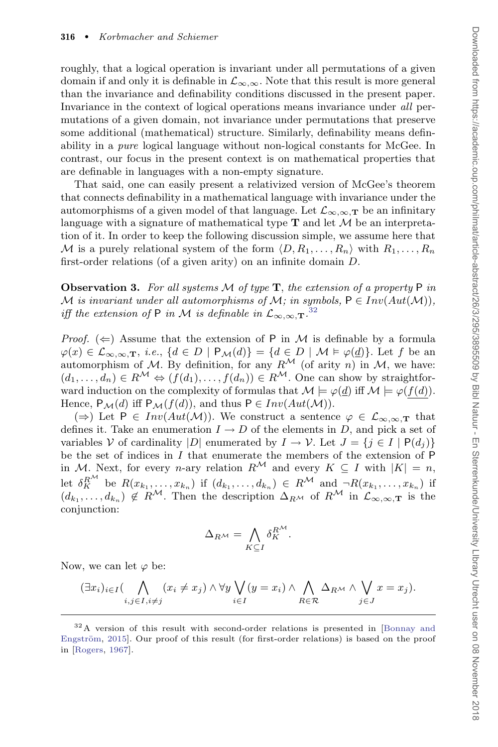roughly, that a logical operation is invariant under all permutations of a given domain if and only it is definable in $\mathcal{L}_{\infty,\infty}$. Note that this result is more general than the invariance and definability conditions discussed in the present paper. Invariance in the context of logical operations means invariance under *all* permutations of a given domain, not invariance under permutations that preserve some additional (mathematical) structure. Similarly, definability means definability in a *pure* logical language without non-logical constants for McGee. In contrast, our focus in the present context is on mathematical properties that are definable in languages with a non-empty signature.

That said, one can easily present a relativized version of McGee's theorem that connects definability in a mathematical language with invariance under the automorphisms of a given model of that language. Let $\mathcal{L}_{\infty,\infty,\mathbf{T}}$ be an infinitary language with a signature of mathematical type $\mathbf{T}$ and let $\mathcal{M}$ be an interpretation of it. In order to keep the following discussion simple, we assume here that $\mathcal{M}$ is a purely relational system of the form $\langle D, R_1, \ldots, R_n\rangle$ with $R_1, \ldots, R_n$ first-order relations (of a given arity) on an infinite domain $D$.

**Observation 3.** *For all systems $\mathcal{M}$ of type $\mathbf{T}$, the extension of a property $\mathsf{P}$ in $\mathcal{M}$ is invariant under all automorphisms of $\mathcal{M}$; in symbols, $\mathsf{P} \in Inv(Aut(\mathcal{M}))$, iff the extension of $\mathsf{P}$ in $\mathcal{M}$ is definable in $\mathcal{L}_{\infty,\infty,\mathbf{T}}$.*[32]

*Proof.* ($\Leftarrow$) Assume that the extension of $\mathsf{P}$ in $\mathcal{M}$ is definable by a formula $\varphi(x) \in \mathcal{L}_{\infty,\infty,\mathbf{T}}$, *i.e.*, $\{d \in D \mid \mathsf{P}_{\mathcal{M}}(d)\} = \{d \in D \mid \mathcal{M} \vDash \varphi(\underline{d})\}$. Let $f$ be an automorphism of $\mathcal{M}$. By definition, for any $R^{\mathcal{M}}$ (of arity $n$) in $\mathcal{M}$, we have: $(d_1, \ldots, d_n) \in R^{\mathcal{M}} \Leftrightarrow (f(d_1), \ldots, f(d_n)) \in R^{\mathcal{M}}$. One can show by straightforward induction on the complexity of formulas that $\mathcal{M} \models \varphi(\underline{d})$ iff $\mathcal{M} \models \varphi(\underline{f(d)})$. Hence, $\mathsf{P}_{\mathcal{M}}(d)$ iff $\mathsf{P}_{\mathcal{M}}(f(d))$, and thus $\mathsf{P} \in Inv(Aut(\mathcal{M}))$.

($\Rightarrow$) Let $\mathsf{P} \in Inv(Aut(\mathcal{M}))$. We construct a sentence $\varphi \in \mathcal{L}_{\infty,\infty,\mathbf{T}}$ that defines it. Take an enumeration $I \to D$ of the elements in $D$, and pick a set of variables $\mathcal{V}$ of cardinality $|D|$ enumerated by $I \to \mathcal{V}$. Let $J = \{j \in I \mid \mathsf{P}(d_j)\}$ be the set of indices in $I$ that enumerate the members of the extension of $\mathsf{P}$ in $\mathcal{M}$. Next, for every $n$-ary relation $R^{\mathcal{M}}$ and every $K \subseteq I$ with $|K| = n$, let $\delta_K^{R^{\mathcal{M}}}$ be $R(x_{k_1}, \ldots, x_{k_n})$ if $(d_{k_1}, \ldots, d_{k_n}) \in R^{\mathcal{M}}$ and $\neg R(x_{k_1}, \ldots, x_{k_n})$ if $(d_{k_1}, \ldots, d_{k_n}) \notin R^{\mathcal{M}}$. Then the description $\Delta_{R^{\mathcal{M}}}$ of $R^{\mathcal{M}}$ in $\mathcal{L}_{\infty,\infty,\mathbf{T}}$ is the conjunction:

$$\Delta_{R^{\mathcal{M}}} = \bigwedge_{K \subseteq I} \delta_K^{R^{\mathcal{M}}}.$$

Now, we can let $\varphi$ be:

$$(\exists x_i)_{i \in I}\Big(\bigwedge_{i,j \in I, i \neq j} (x_i \neq x_j) \wedge \forall y \bigvee_{i \in I} (y = x_i) \wedge \bigwedge_{R \in \mathcal{R}} \Delta_{R^{\mathcal{M}}} \wedge \bigvee_{j \in J} x = x_j\Big).$$

---

[32] A version of this result with second-order relations is presented in [Bonnay and Engström, 2015]. Our proof of this result (for first-order relations) is based on the proof in [Rogers, 1967].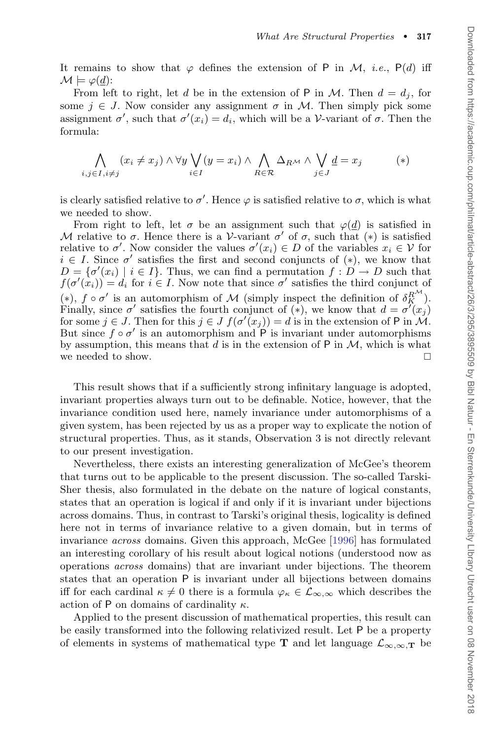It remains to show that $\varphi$ defines the extension of $\mathsf{P}$ in $\mathcal{M}$, *i.e.*, $\mathsf{P}(d)$ iff $\mathcal{M} \models \varphi(\underline{d})$:

From left to right, let $d$ be in the extension of $\mathsf{P}$ in $\mathcal{M}$. Then $d = d_j$, for some $j \in J$. Now consider any assignment $\sigma$ in $\mathcal{M}$. Then simply pick some assignment $\sigma'$, such that $\sigma'(x_i) = d_i$, which will be a $\mathcal{V}$-variant of $\sigma$. Then the formula:

$$\bigwedge_{i,j \in I, i \neq j} (x_i \neq x_j) \wedge \forall y \bigvee_{i \in I} (y = x_i) \wedge \bigwedge_{R \in \mathcal{R}} \Delta_{R^{\mathcal{M}}} \wedge \bigvee_{j \in J} \underline{d} = x_j \qquad (*)$$

is clearly satisfied relative to $\sigma'$. Hence $\varphi$ is satisfied relative to $\sigma$, which is what we needed to show.

From right to left, let $\sigma$ be an assignment such that $\varphi(\underline{d})$ is satisfied in $\mathcal{M}$ relative to $\sigma$. Hence there is a $\mathcal{V}$-variant $\sigma'$ of $\sigma$, such that $(*)$ is satisfied relative to $\sigma'$. Now consider the values $\sigma'(x_i) \in D$ of the variables $x_i \in \mathcal{V}$ for $i \in I$. Since $\sigma'$ satisfies the first and second conjuncts of $(*)$, we know that $D = \{\sigma'(x_i) \mid i \in I\}$. Thus, we can find a permutation $f : D \to D$ such that $f(\sigma'(x_i)) = d_i$ for $i \in I$. Now note that since $\sigma'$ satisfies the third conjunct of $(*)$, $f \circ \sigma'$ is an automorphism of $\mathcal{M}$ (simply inspect the definition of $\delta_K^{R^{\mathcal{M}}}$). Finally, since $\sigma'$ satisfies the fourth conjunct of $(*)$, we know that $d = \sigma'(x_j)$ for some $j \in J$. Then for this $j \in J$ $f(\sigma'(x_j)) = d$ is in the extension of $\mathsf{P}$ in $\mathcal{M}$. But since $f \circ \sigma'$ is an automorphism and $\mathsf{P}$ is invariant under automorphisms by assumption, this means that $d$ is in the extension of $\mathsf{P}$ in $\mathcal{M}$, which is what we needed to show. □

This result shows that if a sufficiently strong infinitary language is adopted, invariant properties always turn out to be definable. Notice, however, that the invariance condition used here, namely invariance under automorphisms of a given system, has been rejected by us as a proper way to explicate the notion of structural properties. Thus, as it stands, Observation 3 is not directly relevant to our present investigation.

Nevertheless, there exists an interesting generalization of McGee's theorem that turns out to be applicable to the present discussion. The so-called Tarski-Sher thesis, also formulated in the debate on the nature of logical constants, states that an operation is logical if and only if it is invariant under bijections across domains. Thus, in contrast to Tarski's original thesis, logicality is defined here not in terms of invariance relative to a given domain, but in terms of invariance *across* domains. Given this approach, McGee [1996] has formulated an interesting corollary of his result about logical notions (understood now as operations *across* domains) that are invariant under bijections. The theorem states that an operation $\mathsf{P}$ is invariant under all bijections between domains iff for each cardinal $\kappa \neq 0$ there is a formula $\varphi_\kappa \in \mathcal{L}_{\infty,\infty}$ which describes the action of $\mathsf{P}$ on domains of cardinality $\kappa$.

Applied to the present discussion of mathematical properties, this result can be easily transformed into the following relativized result. Let $\mathsf{P}$ be a property of elements in systems of mathematical type $\mathbf{T}$ and let language $\mathcal{L}_{\infty,\infty,\mathbf{T}}$ be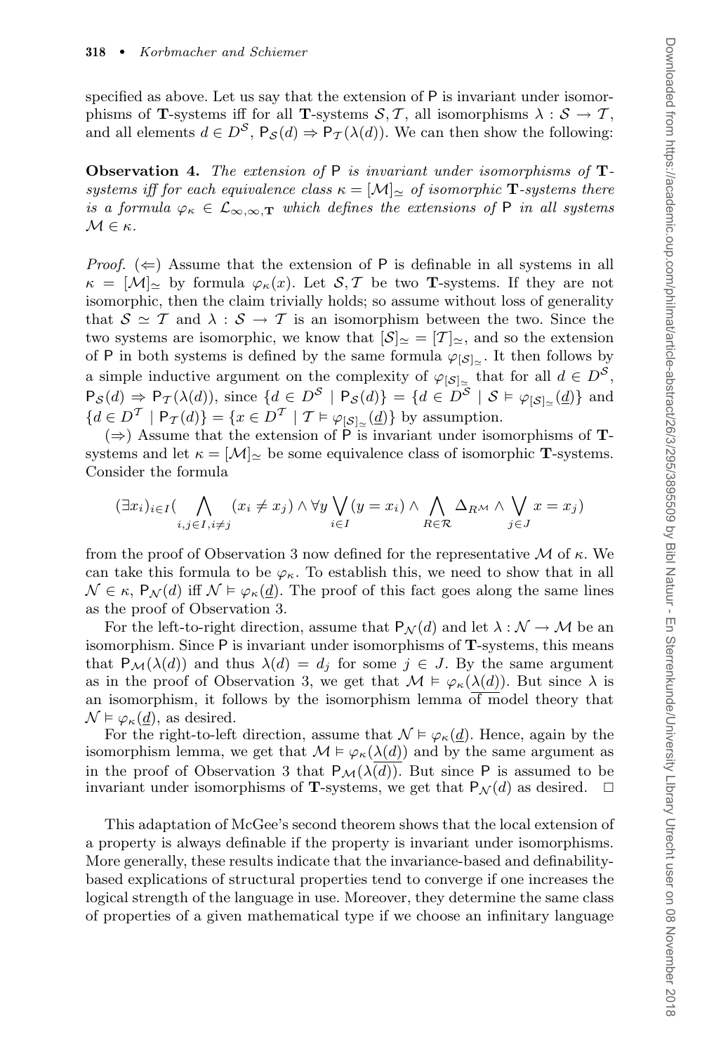specified as above. Let us say that the extension of $\mathsf{P}$ is invariant under isomorphisms of **T**-systems iff for all **T**-systems $\mathcal{S}, \mathcal{T}$, all isomorphisms $\lambda : \mathcal{S} \to \mathcal{T}$, and all elements $d \in D^{\mathcal{S}}$, $\mathsf{P}_{\mathcal{S}}(d) \Rightarrow \mathsf{P}_{\mathcal{T}}(\lambda(d))$. We can then show the following:

**Observation 4.** *The extension of* $\mathsf{P}$ *is invariant under isomorphisms of* **T***-systems iff for each equivalence class* $\kappa = [\mathcal{M}]_{\simeq}$ *of isomorphic* **T***-systems there is a formula* $\varphi_\kappa \in \mathcal{L}_{\infty,\infty,\mathbf{T}}$ *which defines the extensions of* $\mathsf{P}$ *in all systems* $\mathcal{M} \in \kappa$.

*Proof.* ($\Leftarrow$) Assume that the extension of $\mathsf{P}$ is definable in all systems in all $\kappa = [\mathcal{M}]_{\simeq}$ by formula $\varphi_\kappa(x)$. Let $\mathcal{S}, \mathcal{T}$ be two **T**-systems. If they are not isomorphic, then the claim trivially holds; so assume without loss of generality that $\mathcal{S} \simeq \mathcal{T}$ and $\lambda : \mathcal{S} \to \mathcal{T}$ is an isomorphism between the two. Since the two systems are isomorphic, we know that $[\mathcal{S}]_{\simeq} = [\mathcal{T}]_{\simeq}$, and so the extension of $\mathsf{P}$ in both systems is defined by the same formula $\varphi_{[\mathcal{S}]_{\simeq}}$. It then follows by a simple inductive argument on the complexity of $\varphi_{[\mathcal{S}]_{\simeq}}$ that for all $d \in D^{\mathcal{S}}$, $\mathsf{P}_{\mathcal{S}}(d) \Rightarrow \mathsf{P}_{\mathcal{T}}(\lambda(d))$, since $\{d \in D^{\mathcal{S}} \mid \mathsf{P}_{\mathcal{S}}(d)\} = \{d \in D^{\mathcal{S}} \mid \mathcal{S} \vDash \varphi_{[\mathcal{S}]_{\simeq}}(\underline{d})\}$ and $\{d \in D^{\mathcal{T}} \mid \mathsf{P}_{\mathcal{T}}(d)\} = \{x \in D^{\mathcal{T}} \mid \mathcal{T} \vDash \varphi_{[\mathcal{S}]_{\simeq}}(\underline{d})\}$ by assumption.

($\Rightarrow$) Assume that the extension of $\mathsf{P}$ is invariant under isomorphisms of **T**-systems and let $\kappa = [\mathcal{M}]_{\simeq}$ be some equivalence class of isomorphic **T**-systems. Consider the formula

$$(\exists x_i)_{i \in I}\Big(\bigwedge_{i,j \in I, i \neq j}(x_i \neq x_j) \wedge \forall y \bigvee_{i \in I}(y = x_i) \wedge \bigwedge_{R \in \mathcal{R}} \Delta_{R^{\mathcal{M}}} \wedge \bigvee_{j \in J} x = x_j\Big)$$

from the proof of Observation 3 now defined for the representative $\mathcal{M}$ of $\kappa$. We can take this formula to be $\varphi_\kappa$. To establish this, we need to show that in all $\mathcal{N} \in \kappa$, $\mathsf{P}_{\mathcal{N}}(d)$ iff $\mathcal{N} \vDash \varphi_\kappa(\underline{d})$. The proof of this fact goes along the same lines as the proof of Observation 3.

For the left-to-right direction, assume that $\mathsf{P}_{\mathcal{N}}(d)$ and let $\lambda : \mathcal{N} \to \mathcal{M}$ be an isomorphism. Since $\mathsf{P}$ is invariant under isomorphisms of **T**-systems, this means that $\mathsf{P}_{\mathcal{M}}(\lambda(d))$ and thus $\lambda(d) = d_j$ for some $j \in J$. By the same argument as in the proof of Observation 3, we get that $\mathcal{M} \vDash \varphi_\kappa(\underline{\lambda(d)})$. But since $\lambda$ is an isomorphism, it follows by the isomorphism lemma of model theory that $\mathcal{N} \vDash \varphi_\kappa(\underline{d})$, as desired.

For the right-to-left direction, assume that $\mathcal{N} \vDash \varphi_\kappa(\underline{d})$. Hence, again by the isomorphism lemma, we get that $\mathcal{M} \vDash \varphi_\kappa(\underline{\lambda(d)})$ and by the same argument as in the proof of Observation 3 that $\mathsf{P}_{\mathcal{M}}(\lambda(d))$. But since $\mathsf{P}$ is assumed to be invariant under isomorphisms of **T**-systems, we get that $\mathsf{P}_{\mathcal{N}}(d)$ as desired. $\square$

This adaptation of McGee's second theorem shows that the local extension of a property is always definable if the property is invariant under isomorphisms. More generally, these results indicate that the invariance-based and definability-based explications of structural properties tend to converge if one increases the logical strength of the language in use. Moreover, they determine the same class of properties of a given mathematical type if we choose an infinitary language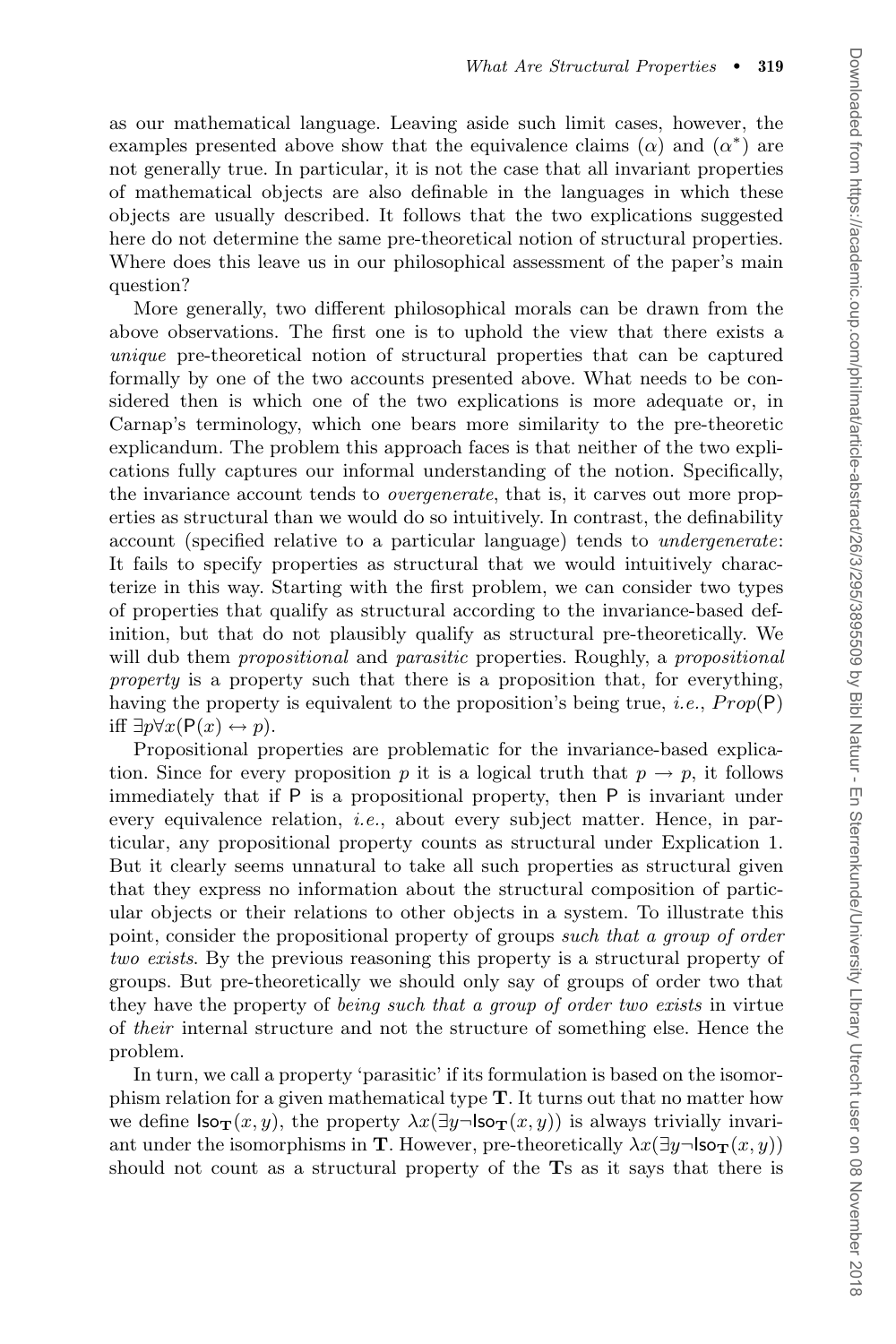as our mathematical language. Leaving aside such limit cases, however, the examples presented above show that the equivalence claims ($\alpha$) and ($\alpha^*$) are not generally true. In particular, it is not the case that all invariant properties of mathematical objects are also definable in the languages in which these objects are usually described. It follows that the two explications suggested here do not determine the same pre-theoretical notion of structural properties. Where does this leave us in our philosophical assessment of the paper's main question?

More generally, two different philosophical morals can be drawn from the above observations. The first one is to uphold the view that there exists a *unique* pre-theoretical notion of structural properties that can be captured formally by one of the two accounts presented above. What needs to be considered then is which one of the two explications is more adequate or, in Carnap's terminology, which one bears more similarity to the pre-theoretic explicandum. The problem this approach faces is that neither of the two explications fully captures our informal understanding of the notion. Specifically, the invariance account tends to *overgenerate*, that is, it carves out more properties as structural than we would do so intuitively. In contrast, the definability account (specified relative to a particular language) tends to *undergenerate*: It fails to specify properties as structural that we would intuitively characterize in this way. Starting with the first problem, we can consider two types of properties that qualify as structural according to the invariance-based definition, but that do not plausibly qualify as structural pre-theoretically. We will dub them *propositional* and *parasitic* properties. Roughly, a *propositional property* is a property such that there is a proposition that, for everything, having the property is equivalent to the proposition's being true, *i.e.*, $Prop(\mathsf{P})$ iff $\exists p \forall x(\mathsf{P}(x) \leftrightarrow p)$.

Propositional properties are problematic for the invariance-based explication. Since for every proposition $p$ it is a logical truth that $p \rightarrow p$, it follows immediately that if $\mathsf{P}$ is a propositional property, then $\mathsf{P}$ is invariant under every equivalence relation, *i.e.*, about every subject matter. Hence, in particular, any propositional property counts as structural under Explication 1. But it clearly seems unnatural to take all such properties as structural given that they express no information about the structural composition of particular objects or their relations to other objects in a system. To illustrate this point, consider the propositional property of groups *such that a group of order two exists*. By the previous reasoning this property is a structural property of groups. But pre-theoretically we should only say of groups of order two that they have the property of *being such that a group of order two exists* in virtue of *their* internal structure and not the structure of something else. Hence the problem.

In turn, we call a property 'parasitic' if its formulation is based on the isomorphism relation for a given mathematical type $\mathbf{T}$. It turns out that no matter how we define $\mathsf{Iso}_{\mathbf{T}}(x, y)$, the property $\lambda x(\exists y \neg \mathsf{Iso}_{\mathbf{T}}(x, y))$ is always trivially invariant under the isomorphisms in $\mathbf{T}$. However, pre-theoretically $\lambda x(\exists y \neg \mathsf{Iso}_{\mathbf{T}}(x, y))$ should not count as a structural property of the $\mathbf{T}$s as it says that there is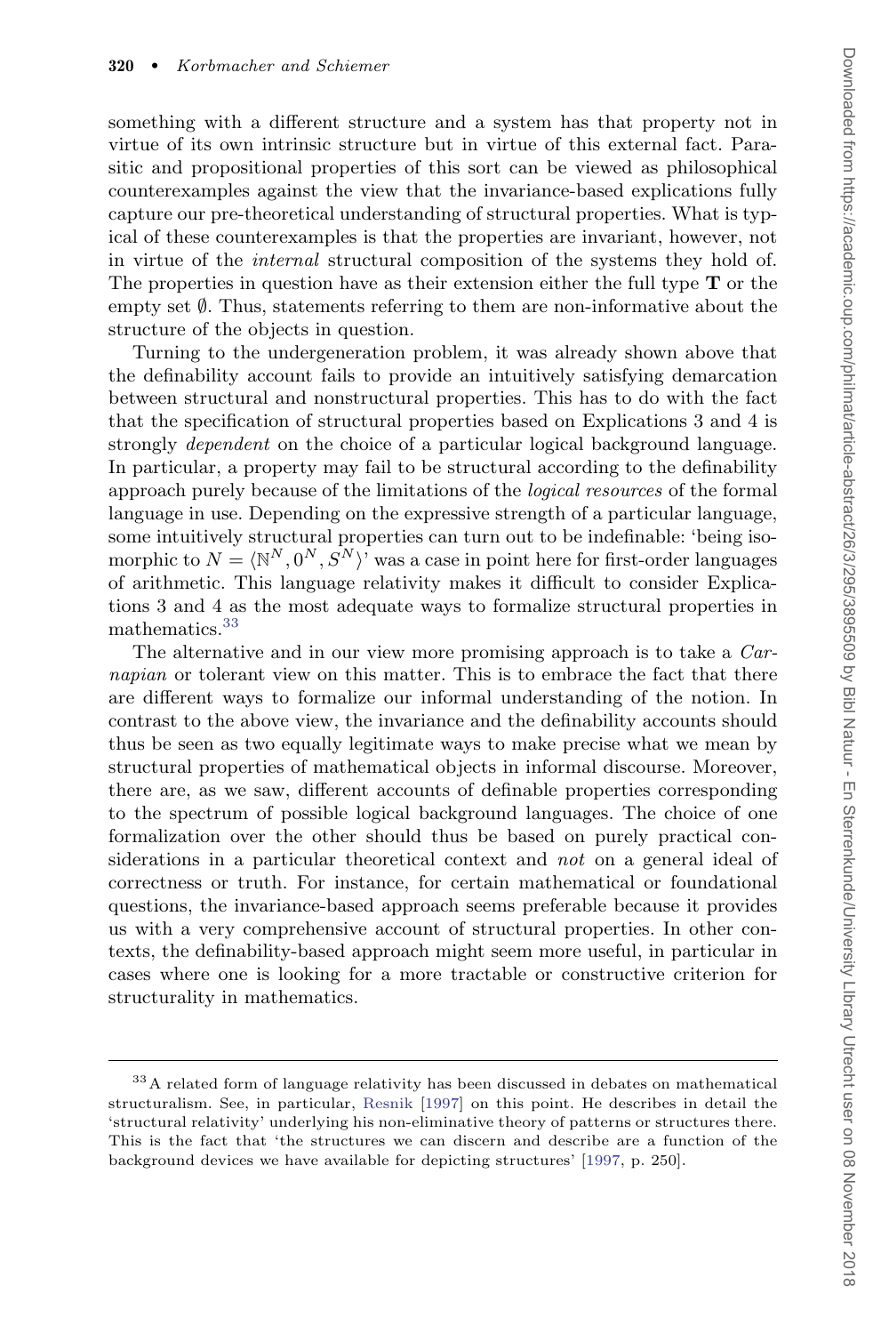something with a different structure and a system has that property not in virtue of its own intrinsic structure but in virtue of this external fact. Parasitic and propositional properties of this sort can be viewed as philosophical counterexamples against the view that the invariance-based explications fully capture our pre-theoretical understanding of structural properties. What is typical of these counterexamples is that the properties are invariant, however, not in virtue of the *internal* structural composition of the systems they hold of. The properties in question have as their extension either the full type $\mathbf{T}$ or the empty set $\emptyset$. Thus, statements referring to them are non-informative about the structure of the objects in question.

Turning to the undergeneration problem, it was already shown above that the definability account fails to provide an intuitively satisfying demarcation between structural and nonstructural properties. This has to do with the fact that the specification of structural properties based on Explications 3 and 4 is strongly *dependent* on the choice of a particular logical background language. In particular, a property may fail to be structural according to the definability approach purely because of the limitations of the *logical resources* of the formal language in use. Depending on the expressive strength of a particular language, some intuitively structural properties can turn out to be indefinable: 'being isomorphic to $N = \langle \mathbb{N}^N, 0^N, S^N \rangle$' was a case in point here for first-order languages of arithmetic. This language relativity makes it difficult to consider Explications 3 and 4 as the most adequate ways to formalize structural properties in mathematics.[33]

The alternative and in our view more promising approach is to take a *Carnapian* or tolerant view on this matter. This is to embrace the fact that there are different ways to formalize our informal understanding of the notion. In contrast to the above view, the invariance and the definability accounts should thus be seen as two equally legitimate ways to make precise what we mean by structural properties of mathematical objects in informal discourse. Moreover, there are, as we saw, different accounts of definable properties corresponding to the spectrum of possible logical background languages. The choice of one formalization over the other should thus be based on purely practical considerations in a particular theoretical context and *not* on a general ideal of correctness or truth. For instance, for certain mathematical or foundational questions, the invariance-based approach seems preferable because it provides us with a very comprehensive account of structural properties. In other contexts, the definability-based approach might seem more useful, in particular in cases where one is looking for a more tractable or constructive criterion for structurality in mathematics.

---

[33] A related form of language relativity has been discussed in debates on mathematical structuralism. See, in particular, Resnik [1997] on this point. He describes in detail the 'structural relativity' underlying his non-eliminative theory of patterns or structures there. This is the fact that 'the structures we can discern and describe are a function of the background devices we have available for depicting structures' [1997, p. 250].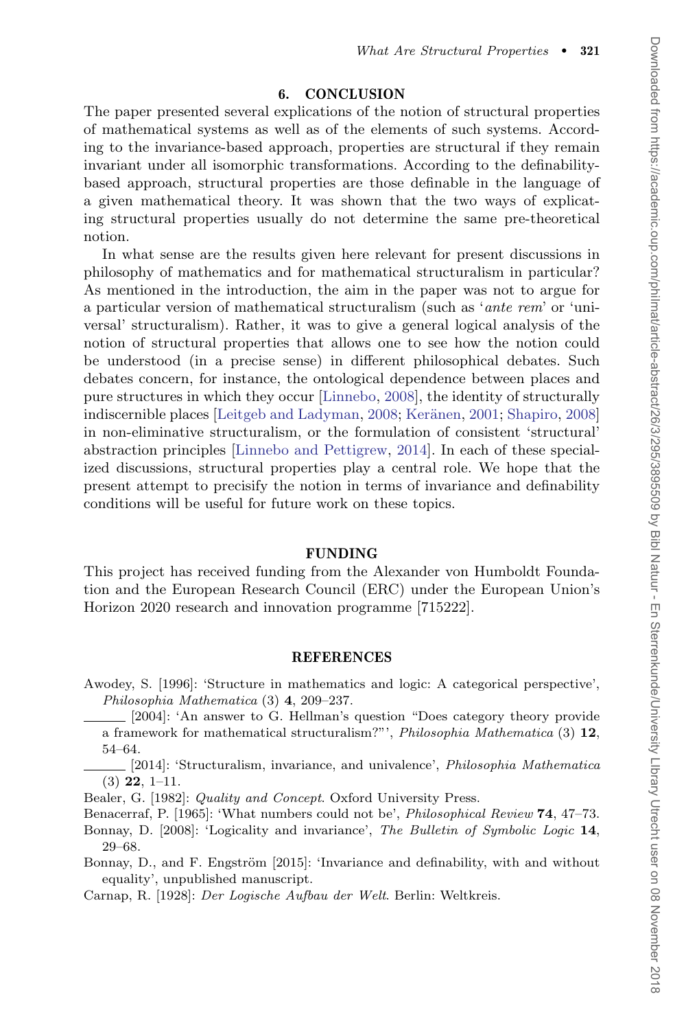## 6. CONCLUSION

The paper presented several explications of the notion of structural properties of mathematical systems as well as of the elements of such systems. According to the invariance-based approach, properties are structural if they remain invariant under all isomorphic transformations. According to the definability-based approach, structural properties are those definable in the language of a given mathematical theory. It was shown that the two ways of explicating structural properties usually do not determine the same pre-theoretical notion.

In what sense are the results given here relevant for present discussions in philosophy of mathematics and for mathematical structuralism in particular? As mentioned in the introduction, the aim in the paper was not to argue for a particular version of mathematical structuralism (such as '*ante rem*' or 'universal' structuralism). Rather, it was to give a general logical analysis of the notion of structural properties that allows one to see how the notion could be understood (in a precise sense) in different philosophical debates. Such debates concern, for instance, the ontological dependence between places and pure structures in which they occur [Linnebo, 2008], the identity of structurally indiscernible places [Leitgeb and Ladyman, 2008; Keränen, 2001; Shapiro, 2008] in non-eliminative structuralism, or the formulation of consistent 'structural' abstraction principles [Linnebo and Pettigrew, 2014]. In each of these specialized discussions, structural properties play a central role. We hope that the present attempt to precisify the notion in terms of invariance and definability conditions will be useful for future work on these topics.

## FUNDING

This project has received funding from the Alexander von Humboldt Foundation and the European Research Council (ERC) under the European Union's Horizon 2020 research and innovation programme [715222].

## REFERENCES

Awodey, S. [1996]: 'Structure in mathematics and logic: A categorical perspective', *Philosophia Mathematica* (3) **4**, 209–237.

——— [2004]: 'An answer to G. Hellman's question "Does category theory provide a framework for mathematical structuralism?"', *Philosophia Mathematica* (3) **12**, 54–64.

——— [2014]: 'Structuralism, invariance, and univalence', *Philosophia Mathematica* (3) **22**, 1–11.

Bealer, G. [1982]: *Quality and Concept*. Oxford University Press.

Benacerraf, P. [1965]: 'What numbers could not be', *Philosophical Review* **74**, 47–73.

Bonnay, D. [2008]: 'Logicality and invariance', *The Bulletin of Symbolic Logic* **14**, 29–68.

Bonnay, D., and F. Engström [2015]: 'Invariance and definability, with and without equality', unpublished manuscript.

Carnap, R. [1928]: *Der Logische Aufbau der Welt*. Berlin: Weltkreis.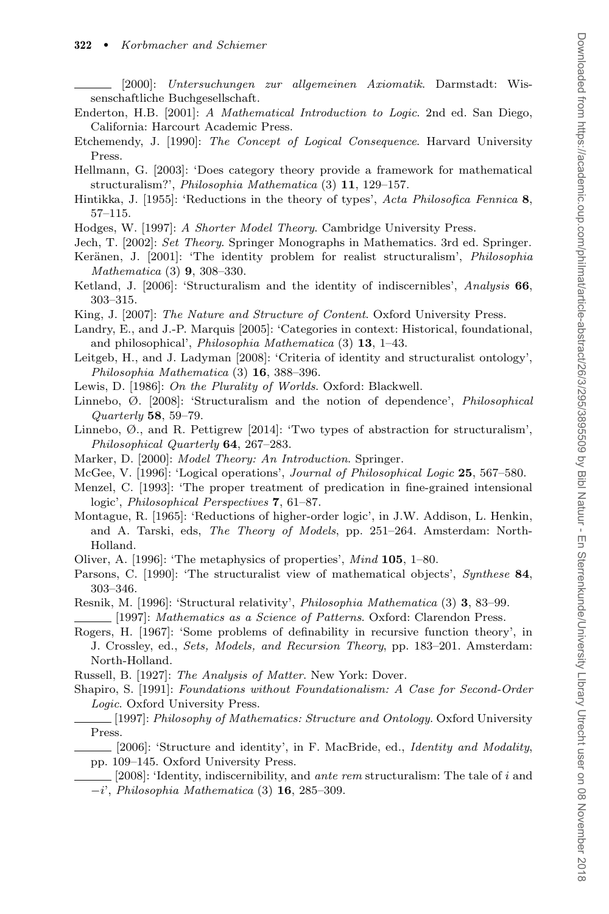——— [2000]: *Untersuchungen zur allgemeinen Axiomatik*. Darmstadt: Wissenschaftliche Buchgesellschaft.

Enderton, H.B. [2001]: *A Mathematical Introduction to Logic*. 2nd ed. San Diego, California: Harcourt Academic Press.

Etchemendy, J. [1990]: *The Concept of Logical Consequence*. Harvard University Press.

Hellmann, G. [2003]: 'Does category theory provide a framework for mathematical structuralism?', *Philosophia Mathematica* (3) **11**, 129–157.

Hintikka, J. [1955]: 'Reductions in the theory of types', *Acta Philosofica Fennica* **8**, 57–115.

Hodges, W. [1997]: *A Shorter Model Theory*. Cambridge University Press.

Jech, T. [2002]: *Set Theory*. Springer Monographs in Mathematics. 3rd ed. Springer.

Keränen, J. [2001]: 'The identity problem for realist structuralism', *Philosophia Mathematica* (3) **9**, 308–330.

Ketland, J. [2006]: 'Structuralism and the identity of indiscernibles', *Analysis* **66**, 303–315.

King, J. [2007]: *The Nature and Structure of Content*. Oxford University Press.

Landry, E., and J.-P. Marquis [2005]: 'Categories in context: Historical, foundational, and philosophical', *Philosophia Mathematica* (3) **13**, 1–43.

Leitgeb, H., and J. Ladyman [2008]: 'Criteria of identity and structuralist ontology', *Philosophia Mathematica* (3) **16**, 388–396.

Lewis, D. [1986]: *On the Plurality of Worlds*. Oxford: Blackwell.

Linnebo, Ø. [2008]: 'Structuralism and the notion of dependence', *Philosophical Quarterly* **58**, 59–79.

Linnebo, Ø., and R. Pettigrew [2014]: 'Two types of abstraction for structuralism', *Philosophical Quarterly* **64**, 267–283.

Marker, D. [2000]: *Model Theory: An Introduction*. Springer.

McGee, V. [1996]: 'Logical operations', *Journal of Philosophical Logic* **25**, 567–580.

Menzel, C. [1993]: 'The proper treatment of predication in fine-grained intensional logic', *Philosophical Perspectives* **7**, 61–87.

Montague, R. [1965]: 'Reductions of higher-order logic', in J.W. Addison, L. Henkin, and A. Tarski, eds, *The Theory of Models*, pp. 251–264. Amsterdam: North-Holland.

Oliver, A. [1996]: 'The metaphysics of properties', *Mind* **105**, 1–80.

Parsons, C. [1990]: 'The structuralist view of mathematical objects', *Synthese* **84**, 303–346.

Resnik, M. [1996]: 'Structural relativity', *Philosophia Mathematica* (3) **3**, 83–99.

——— [1997]: *Mathematics as a Science of Patterns*. Oxford: Clarendon Press.

Rogers, H. [1967]: 'Some problems of definability in recursive function theory', in J. Crossley, ed., *Sets, Models, and Recursion Theory*, pp. 183–201. Amsterdam: North-Holland.

Russell, B. [1927]: *The Analysis of Matter*. New York: Dover.

Shapiro, S. [1991]: *Foundations without Foundationalism: A Case for Second-Order Logic*. Oxford University Press.

——— [1997]: *Philosophy of Mathematics: Structure and Ontology*. Oxford University Press.

——— [2006]: 'Structure and identity', in F. MacBride, ed., *Identity and Modality*, pp. 109–145. Oxford University Press.

——— [2008]: 'Identity, indiscernibility, and *ante rem* structuralism: The tale of $i$ and $-i$', *Philosophia Mathematica* (3) **16**, 285–309.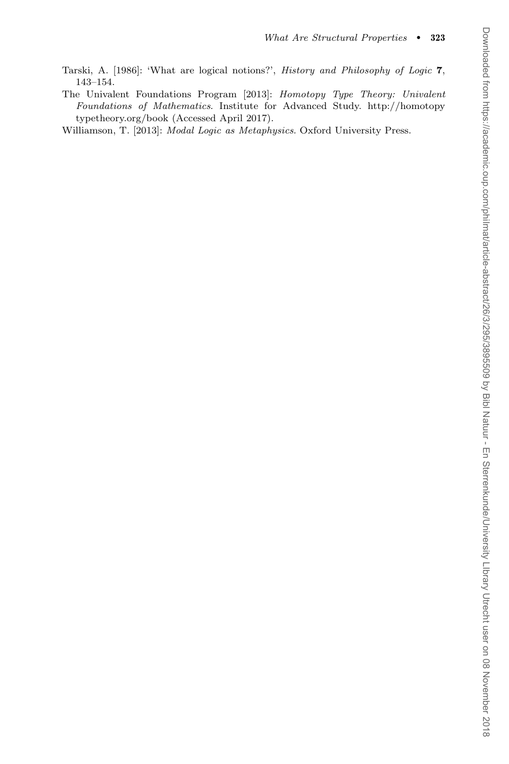Tarski, A. [1986]: 'What are logical notions?', *History and Philosophy of Logic* **7**, 143–154.

The Univalent Foundations Program [2013]: *Homotopy Type Theory: Univalent Foundations of Mathematics*. Institute for Advanced Study. http://homotopytypetheory.org/book (Accessed April 2017).

Williamson, T. [2013]: *Modal Logic as Metaphysics*. Oxford University Press.